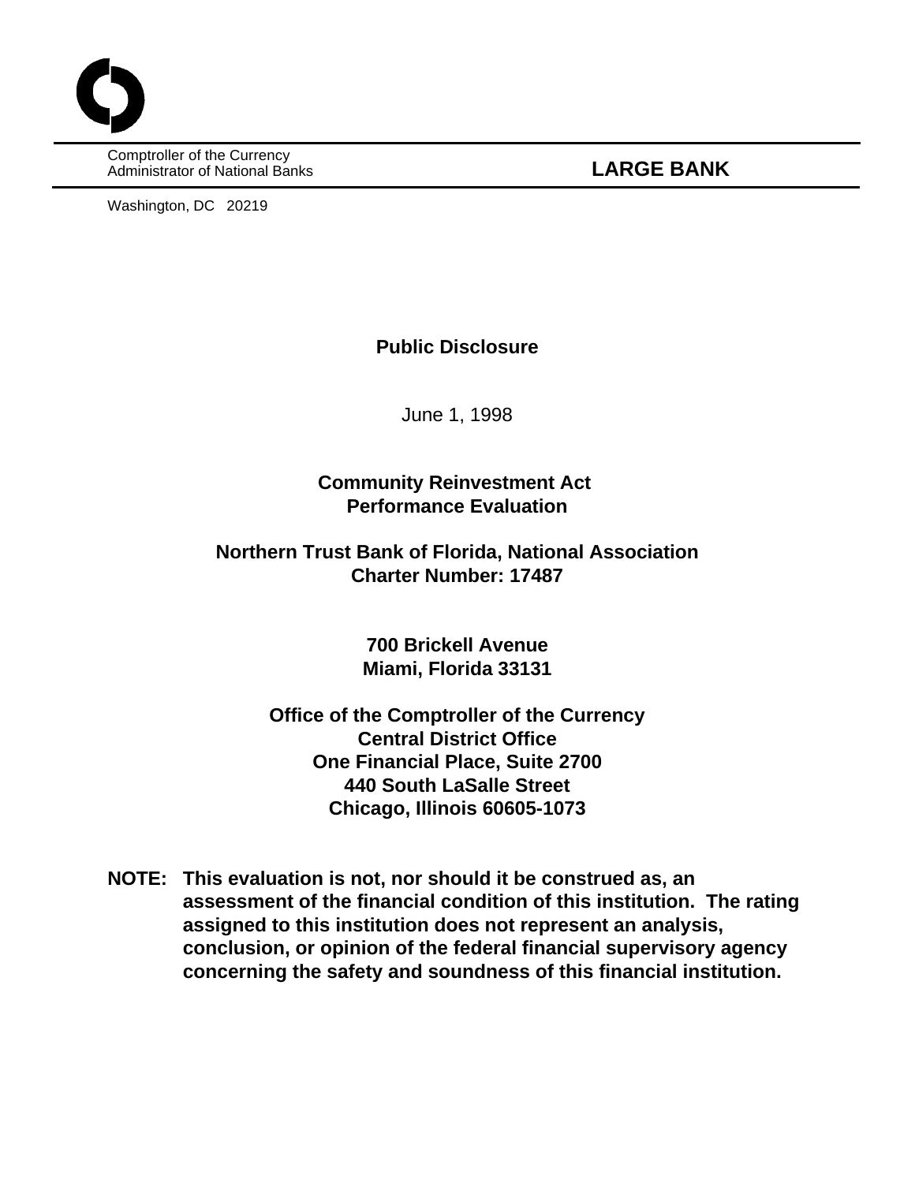Comptroller of the Currency
Administrator of National Banks

**LARGE BANK**

Washington, DC 20219

**Public Disclosure**

June 1, 1998

**Community Reinvestment Act**
**Performance Evaluation**

**Northern Trust Bank of Florida, National Association**
**Charter Number: 17487**

**700 Brickell Avenue**
**Miami, Florida 33131**

**Office of the Comptroller of the Currency**
**Central District Office**
**One Financial Place, Suite 2700**
**440 South LaSalle Street**
**Chicago, Illinois 60605-1073**

**NOTE: This evaluation is not, nor should it be construed as, an assessment of the financial condition of this institution. The rating assigned to this institution does not represent an analysis, conclusion, or opinion of the federal financial supervisory agency concerning the safety and soundness of this financial institution.**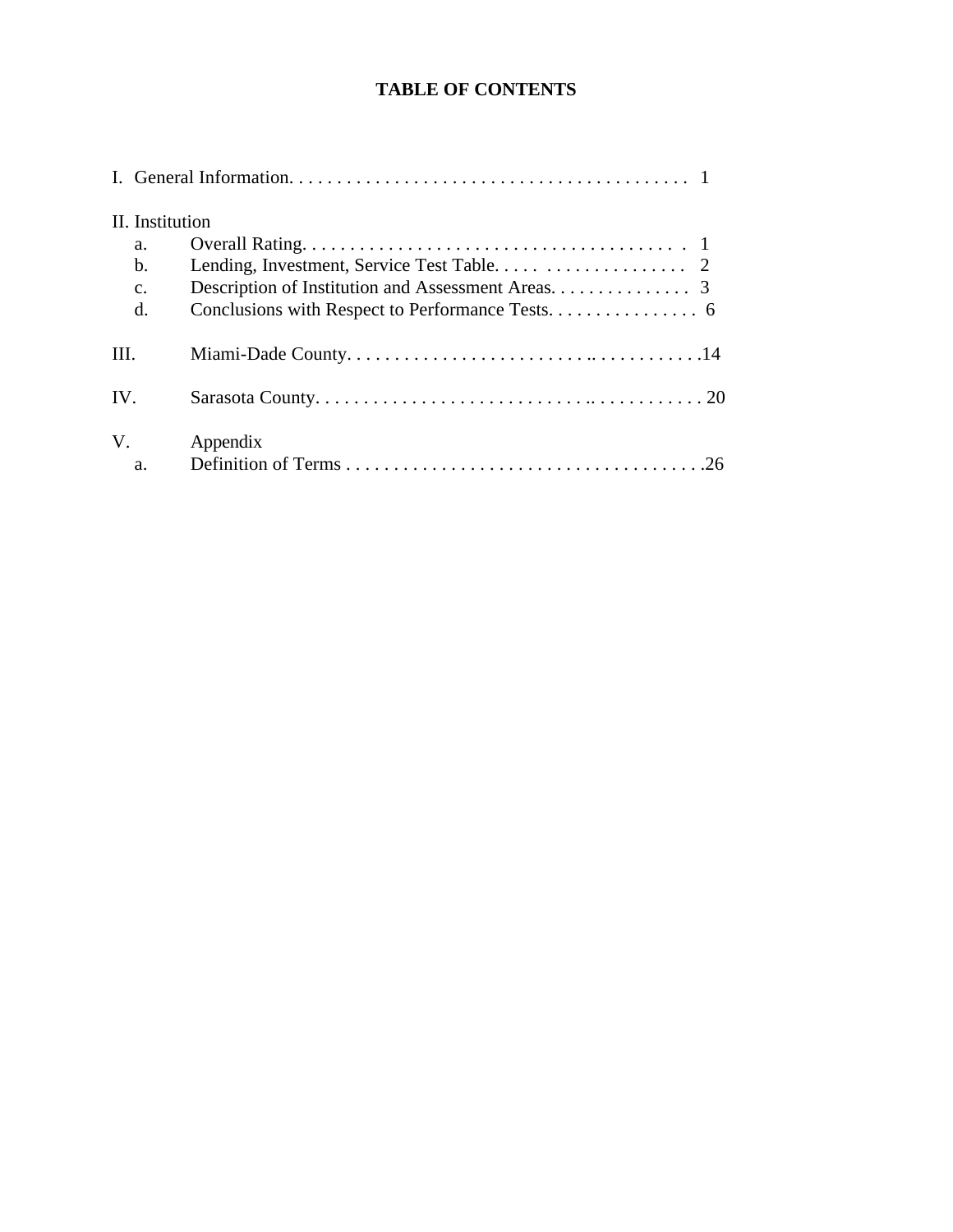# TABLE OF CONTENTS

I. General Information. . . . . . . . . . . . . . . . . . . . . . . . . . . . . . . . . . . . . . . . . . 1

II. Institution

- a. Overall Rating. . . . . . . . . . . . . . . . . . . . . . . . . . . . . . . . . . . . . . . . 1
- b. Lending, Investment, Service Test Table. . . . . . . . . . . . . . . . . . . . . 2
- c. Description of Institution and Assessment Areas. . . . . . . . . . . . . . . 3
- d. Conclusions with Respect to Performance Tests. . . . . . . . . . . . . . . . 6

III. Miami-Dade County. . . . . . . . . . . . . . . . . . . . . . . . .. . . . . . . . . . . .14

IV. Sarasota County. . . . . . . . . . . . . . . . . . . . . . . . . . . .. . . . . . . . . . . . 20

V. Appendix

- a. Definition of Terms . . . . . . . . . . . . . . . . . . . . . . . . . . . . . . . . . . . . . .26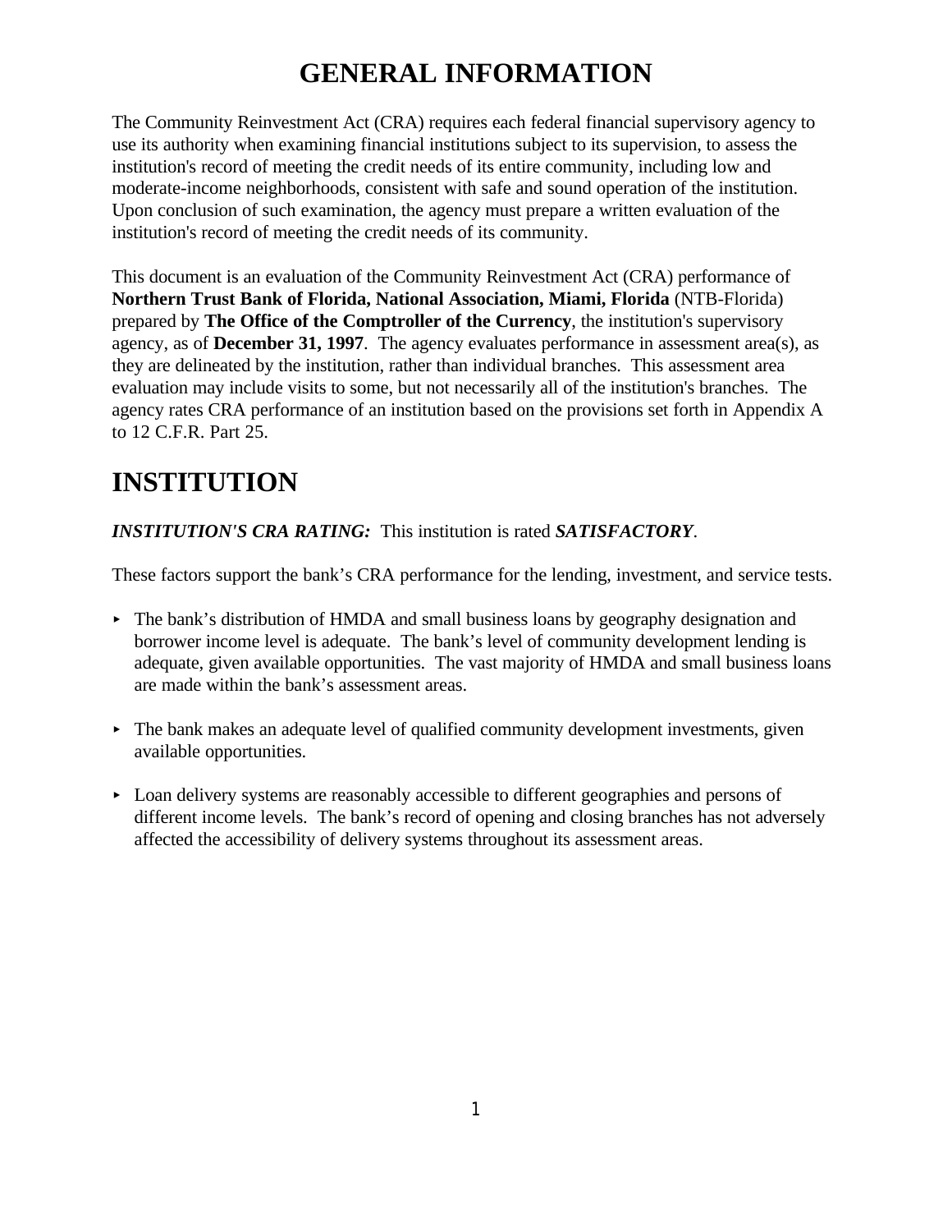# GENERAL INFORMATION

The Community Reinvestment Act (CRA) requires each federal financial supervisory agency to use its authority when examining financial institutions subject to its supervision, to assess the institution's record of meeting the credit needs of its entire community, including low and moderate-income neighborhoods, consistent with safe and sound operation of the institution. Upon conclusion of such examination, the agency must prepare a written evaluation of the institution's record of meeting the credit needs of its community.

This document is an evaluation of the Community Reinvestment Act (CRA) performance of **Northern Trust Bank of Florida, National Association, Miami, Florida** (NTB-Florida) prepared by **The Office of the Comptroller of the Currency**, the institution's supervisory agency, as of **December 31, 1997**. The agency evaluates performance in assessment area(s), as they are delineated by the institution, rather than individual branches. This assessment area evaluation may include visits to some, but not necessarily all of the institution's branches. The agency rates CRA performance of an institution based on the provisions set forth in Appendix A to 12 C.F.R. Part 25.

# INSTITUTION

***INSTITUTION'S CRA RATING:*** This institution is rated ***SATISFACTORY***.

These factors support the bank's CRA performance for the lending, investment, and service tests.

- The bank's distribution of HMDA and small business loans by geography designation and borrower income level is adequate. The bank's level of community development lending is adequate, given available opportunities. The vast majority of HMDA and small business loans are made within the bank's assessment areas.

- The bank makes an adequate level of qualified community development investments, given available opportunities.

- Loan delivery systems are reasonably accessible to different geographies and persons of different income levels. The bank's record of opening and closing branches has not adversely affected the accessibility of delivery systems throughout its assessment areas.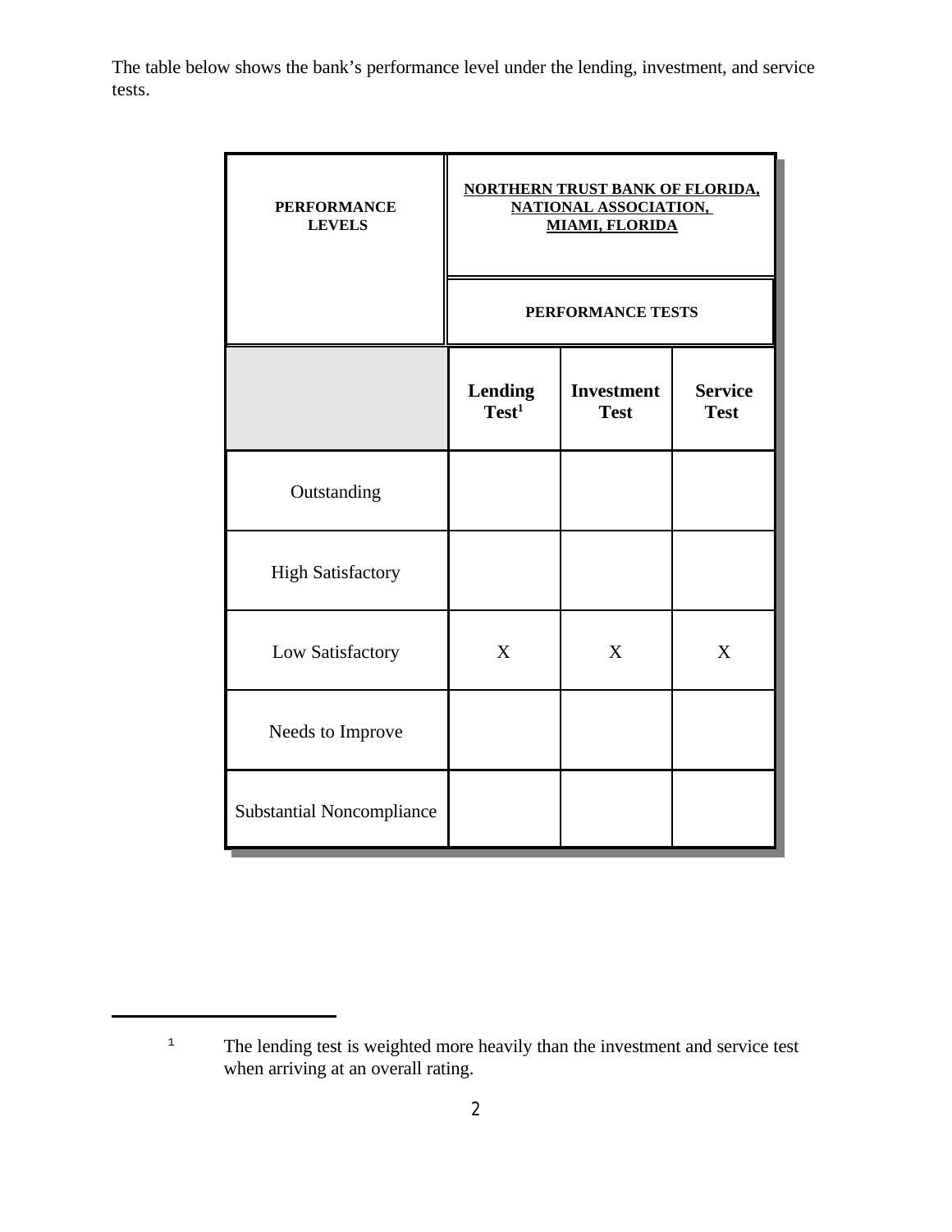The table below shows the bank's performance level under the lending, investment, and service tests.

| PERFORMANCE LEVELS | NORTHERN TRUST BANK OF FLORIDA, NATIONAL ASSOCIATION, MIAMI, FLORIDA | | |
|---|---|---|---|
| | PERFORMANCE TESTS | | |
| | Lending Test[1] | Investment Test | Service Test |
| Outstanding | | | |
| High Satisfactory | | | |
| Low Satisfactory | X | X | X |
| Needs to Improve | | | |
| Substantial Noncompliance | | | |

[1] The lending test is weighted more heavily than the investment and service test when arriving at an overall rating.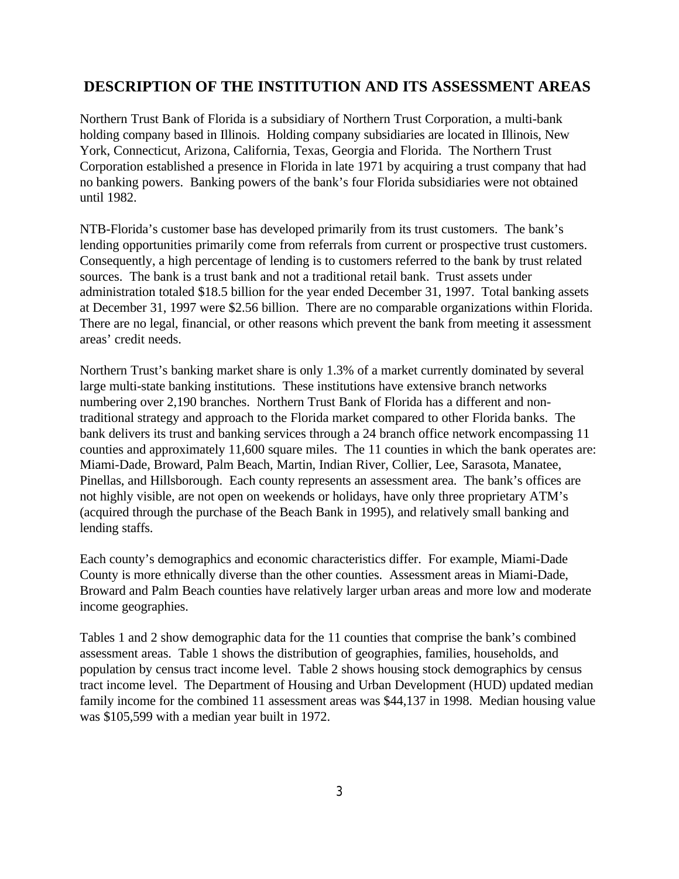## DESCRIPTION OF THE INSTITUTION AND ITS ASSESSMENT AREAS

Northern Trust Bank of Florida is a subsidiary of Northern Trust Corporation, a multi-bank holding company based in Illinois. Holding company subsidiaries are located in Illinois, New York, Connecticut, Arizona, California, Texas, Georgia and Florida. The Northern Trust Corporation established a presence in Florida in late 1971 by acquiring a trust company that had no banking powers. Banking powers of the bank's four Florida subsidiaries were not obtained until 1982.

NTB-Florida's customer base has developed primarily from its trust customers. The bank's lending opportunities primarily come from referrals from current or prospective trust customers. Consequently, a high percentage of lending is to customers referred to the bank by trust related sources. The bank is a trust bank and not a traditional retail bank. Trust assets under administration totaled $18.5 billion for the year ended December 31, 1997. Total banking assets at December 31, 1997 were $2.56 billion. There are no comparable organizations within Florida. There are no legal, financial, or other reasons which prevent the bank from meeting it assessment areas' credit needs.

Northern Trust's banking market share is only 1.3% of a market currently dominated by several large multi-state banking institutions. These institutions have extensive branch networks numbering over 2,190 branches. Northern Trust Bank of Florida has a different and non-traditional strategy and approach to the Florida market compared to other Florida banks. The bank delivers its trust and banking services through a 24 branch office network encompassing 11 counties and approximately 11,600 square miles. The 11 counties in which the bank operates are: Miami-Dade, Broward, Palm Beach, Martin, Indian River, Collier, Lee, Sarasota, Manatee, Pinellas, and Hillsborough. Each county represents an assessment area. The bank's offices are not highly visible, are not open on weekends or holidays, have only three proprietary ATM's (acquired through the purchase of the Beach Bank in 1995), and relatively small banking and lending staffs.

Each county's demographics and economic characteristics differ. For example, Miami-Dade County is more ethnically diverse than the other counties. Assessment areas in Miami-Dade, Broward and Palm Beach counties have relatively larger urban areas and more low and moderate income geographies.

Tables 1 and 2 show demographic data for the 11 counties that comprise the bank's combined assessment areas. Table 1 shows the distribution of geographies, families, households, and population by census tract income level. Table 2 shows housing stock demographics by census tract income level. The Department of Housing and Urban Development (HUD) updated median family income for the combined 11 assessment areas was $44,137 in 1998. Median housing value was $105,599 with a median year built in 1972.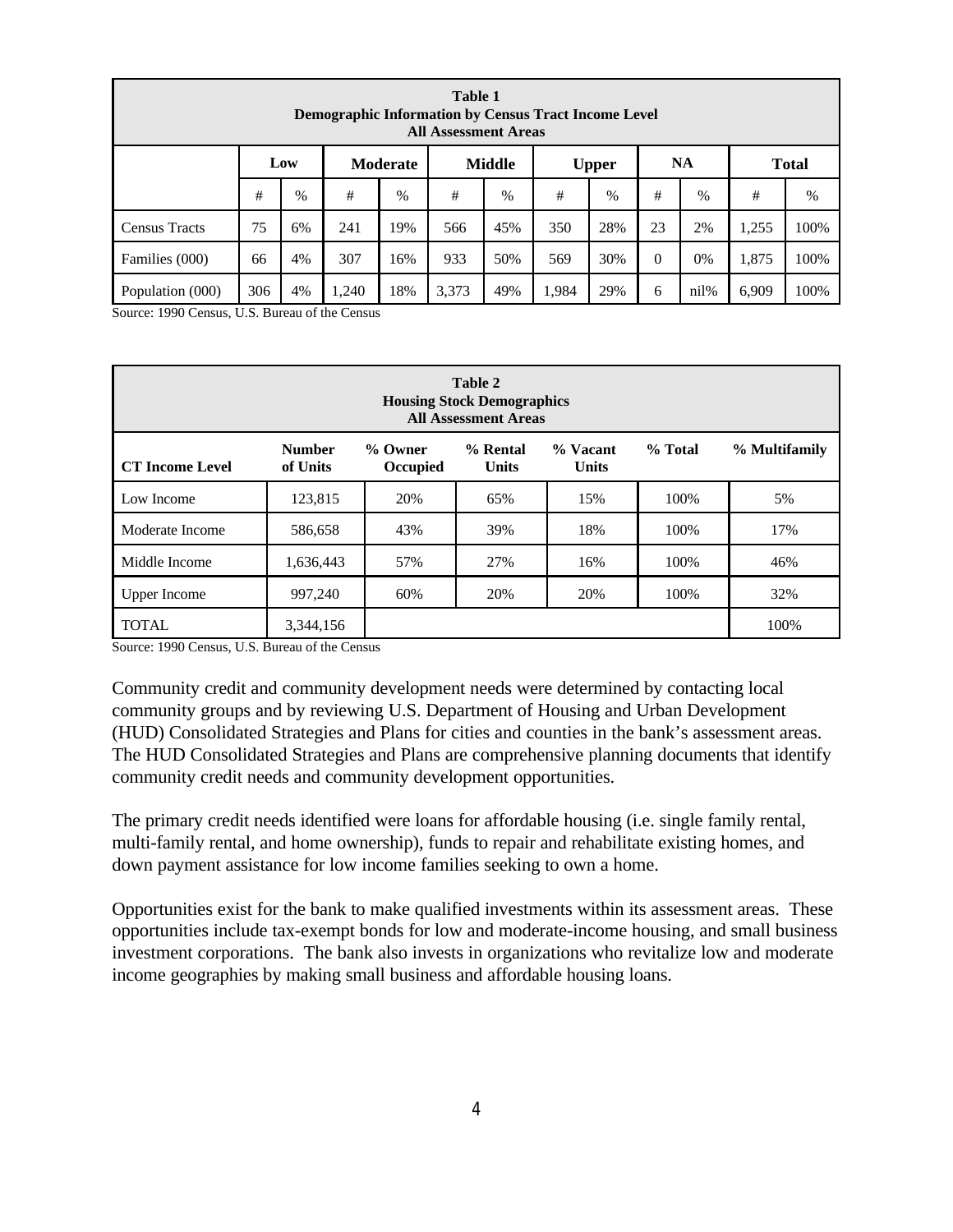**Table 1**
**Demographic Information by Census Tract Income Level**
**All Assessment Areas**

| | Low | | Moderate | | Middle | | Upper | | NA | | Total | |
|---|---|---|---|---|---|---|---|---|---|---|---|---|
| | # | % | # | % | # | % | # | % | # | % | # | % |
| Census Tracts | 75 | 6% | 241 | 19% | 566 | 45% | 350 | 28% | 23 | 2% | 1,255 | 100% |
| Families (000) | 66 | 4% | 307 | 16% | 933 | 50% | 569 | 30% | 0 | 0% | 1,875 | 100% |
| Population (000) | 306 | 4% | 1,240 | 18% | 3,373 | 49% | 1,984 | 29% | 6 | nil% | 6,909 | 100% |

Source: 1990 Census, U.S. Bureau of the Census

**Table 2**
**Housing Stock Demographics**
**All Assessment Areas**

| CT Income Level | Number of Units | % Owner Occupied | % Rental Units | % Vacant Units | % Total | % Multifamily |
|---|---|---|---|---|---|---|
| Low Income | 123,815 | 20% | 65% | 15% | 100% | 5% |
| Moderate Income | 586,658 | 43% | 39% | 18% | 100% | 17% |
| Middle Income | 1,636,443 | 57% | 27% | 16% | 100% | 46% |
| Upper Income | 997,240 | 60% | 20% | 20% | 100% | 32% |
| TOTAL | 3,344,156 | | | | | 100% |

Source: 1990 Census, U.S. Bureau of the Census

Community credit and community development needs were determined by contacting local community groups and by reviewing U.S. Department of Housing and Urban Development (HUD) Consolidated Strategies and Plans for cities and counties in the bank's assessment areas. The HUD Consolidated Strategies and Plans are comprehensive planning documents that identify community credit needs and community development opportunities.

The primary credit needs identified were loans for affordable housing (i.e. single family rental, multi-family rental, and home ownership), funds to repair and rehabilitate existing homes, and down payment assistance for low income families seeking to own a home.

Opportunities exist for the bank to make qualified investments within its assessment areas. These opportunities include tax-exempt bonds for low and moderate-income housing, and small business investment corporations. The bank also invests in organizations who revitalize low and moderate income geographies by making small business and affordable housing loans.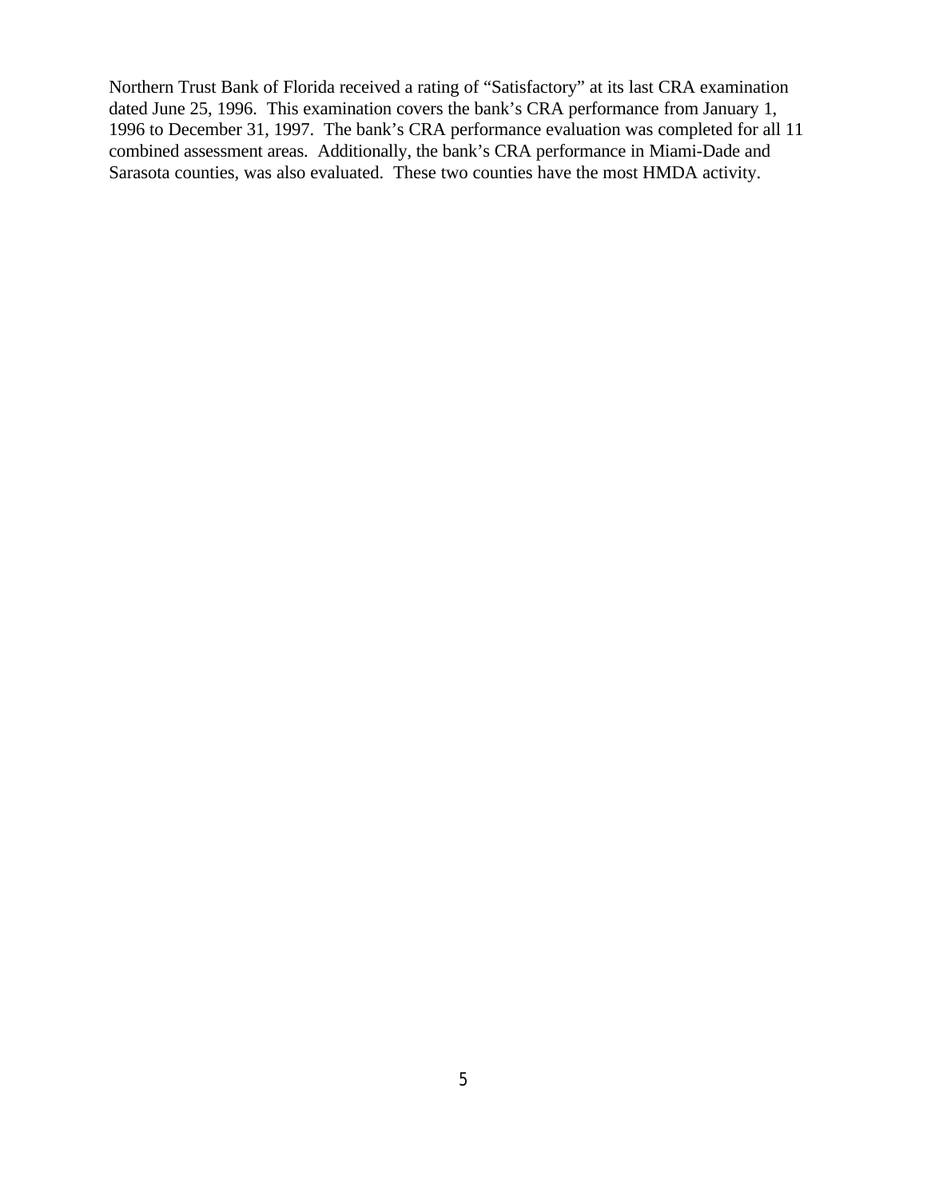Northern Trust Bank of Florida received a rating of "Satisfactory" at its last CRA examination dated June 25, 1996. This examination covers the bank's CRA performance from January 1, 1996 to December 31, 1997. The bank's CRA performance evaluation was completed for all 11 combined assessment areas. Additionally, the bank's CRA performance in Miami-Dade and Sarasota counties, was also evaluated. These two counties have the most HMDA activity.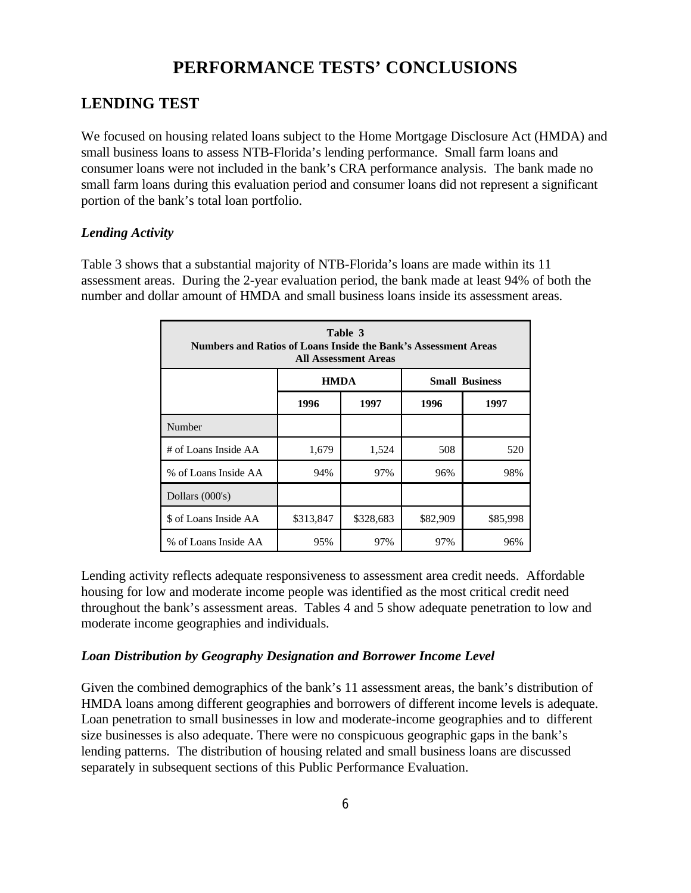# PERFORMANCE TESTS' CONCLUSIONS

## LENDING TEST

We focused on housing related loans subject to the Home Mortgage Disclosure Act (HMDA) and small business loans to assess NTB-Florida's lending performance. Small farm loans and consumer loans were not included in the bank's CRA performance analysis. The bank made no small farm loans during this evaluation period and consumer loans did not represent a significant portion of the bank's total loan portfolio.

### *Lending Activity*

Table 3 shows that a substantial majority of NTB-Florida's loans are made within its 11 assessment areas. During the 2-year evaluation period, the bank made at least 94% of both the number and dollar amount of HMDA and small business loans inside its assessment areas.

**Table 3**
**Numbers and Ratios of Loans Inside the Bank's Assessment Areas**
**All Assessment Areas**

| | HMDA | | Small Business | |
|---|---|---|---|---|
| | **1996** | **1997** | **1996** | **1997** |
| Number | | | | |
| # of Loans Inside AA | 1,679 | 1,524 | 508 | 520 |
| % of Loans Inside AA | 94% | 97% | 96% | 98% |
| Dollars (000's) | | | | |
| $ of Loans Inside AA | $313,847 | $328,683 | $82,909 | $85,998 |
| % of Loans Inside AA | 95% | 97% | 97% | 96% |

Lending activity reflects adequate responsiveness to assessment area credit needs. Affordable housing for low and moderate income people was identified as the most critical credit need throughout the bank's assessment areas. Tables 4 and 5 show adequate penetration to low and moderate income geographies and individuals.

### *Loan Distribution by Geography Designation and Borrower Income Level*

Given the combined demographics of the bank's 11 assessment areas, the bank's distribution of HMDA loans among different geographies and borrowers of different income levels is adequate. Loan penetration to small businesses in low and moderate-income geographies and to different size businesses is also adequate. There were no conspicuous geographic gaps in the bank's lending patterns. The distribution of housing related and small business loans are discussed separately in subsequent sections of this Public Performance Evaluation.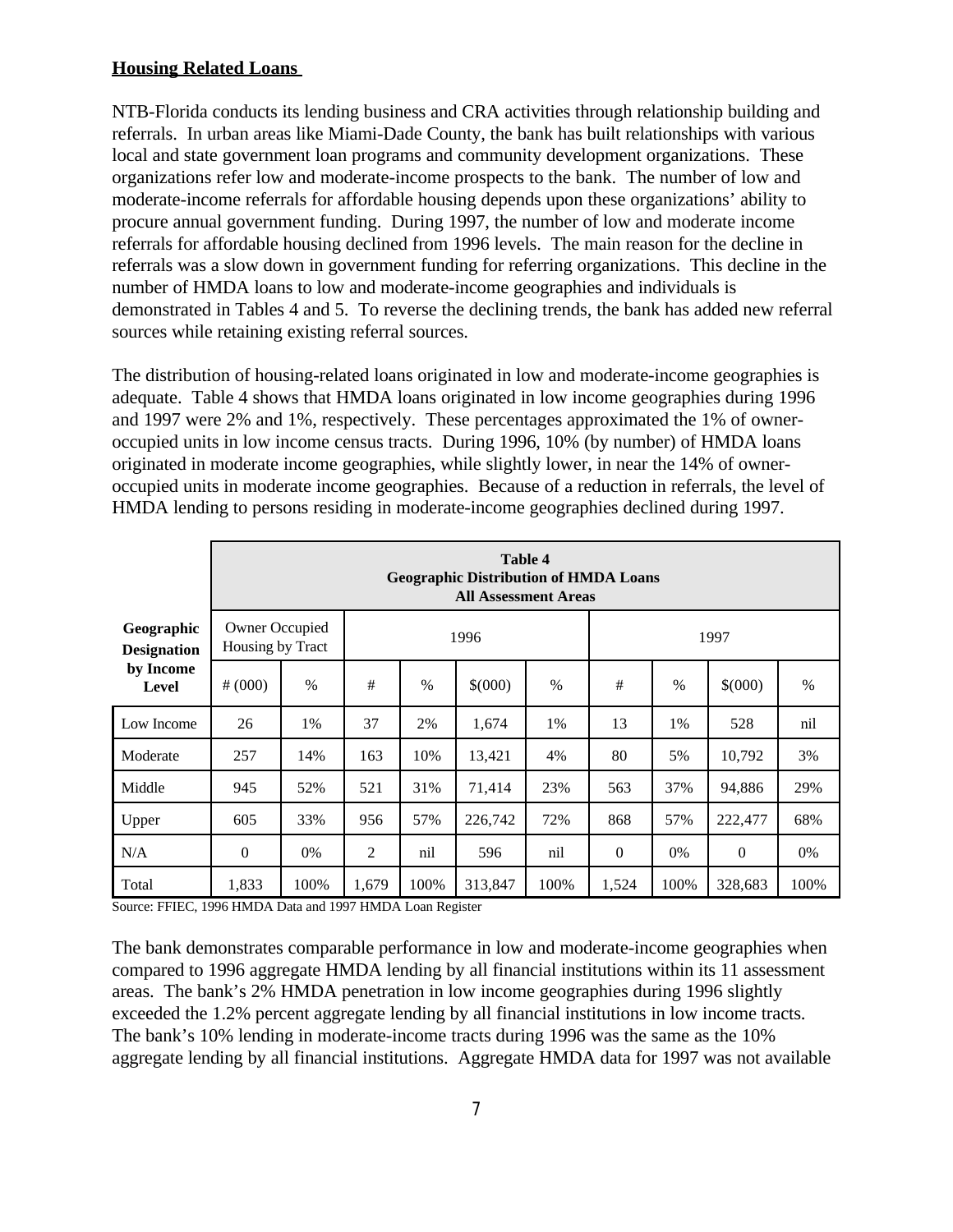**Housing Related Loans**

NTB-Florida conducts its lending business and CRA activities through relationship building and referrals. In urban areas like Miami-Dade County, the bank has built relationships with various local and state government loan programs and community development organizations. These organizations refer low and moderate-income prospects to the bank. The number of low and moderate-income referrals for affordable housing depends upon these organizations' ability to procure annual government funding. During 1997, the number of low and moderate income referrals for affordable housing declined from 1996 levels. The main reason for the decline in referrals was a slow down in government funding for referring organizations. This decline in the number of HMDA loans to low and moderate-income geographies and individuals is demonstrated in Tables 4 and 5. To reverse the declining trends, the bank has added new referral sources while retaining existing referral sources.

The distribution of housing-related loans originated in low and moderate-income geographies is adequate. Table 4 shows that HMDA loans originated in low income geographies during 1996 and 1997 were 2% and 1%, respectively. These percentages approximated the 1% of owner-occupied units in low income census tracts. During 1996, 10% (by number) of HMDA loans originated in moderate income geographies, while slightly lower, in near the 14% of owner-occupied units in moderate income geographies. Because of a reduction in referrals, the level of HMDA lending to persons residing in moderate-income geographies declined during 1997.

**Table 4**
**Geographic Distribution of HMDA Loans**
**All Assessment Areas**

| Geographic Designation by Income Level | Owner Occupied Housing by Tract | | 1996 | | | | 1997 | | | |
|---|---|---|---|---|---|---|---|---|---|---|
| | # (000) | % | # | % | $(000) | % | # | % | $(000) | % |
| Low Income | 26 | 1% | 37 | 2% | 1,674 | 1% | 13 | 1% | 528 | nil |
| Moderate | 257 | 14% | 163 | 10% | 13,421 | 4% | 80 | 5% | 10,792 | 3% |
| Middle | 945 | 52% | 521 | 31% | 71,414 | 23% | 563 | 37% | 94,886 | 29% |
| Upper | 605 | 33% | 956 | 57% | 226,742 | 72% | 868 | 57% | 222,477 | 68% |
| N/A | 0 | 0% | 2 | nil | 596 | nil | 0 | 0% | 0 | 0% |
| Total | 1,833 | 100% | 1,679 | 100% | 313,847 | 100% | 1,524 | 100% | 328,683 | 100% |

Source: FFIEC, 1996 HMDA Data and 1997 HMDA Loan Register

The bank demonstrates comparable performance in low and moderate-income geographies when compared to 1996 aggregate HMDA lending by all financial institutions within its 11 assessment areas. The bank's 2% HMDA penetration in low income geographies during 1996 slightly exceeded the 1.2% percent aggregate lending by all financial institutions in low income tracts. The bank's 10% lending in moderate-income tracts during 1996 was the same as the 10% aggregate lending by all financial institutions. Aggregate HMDA data for 1997 was not available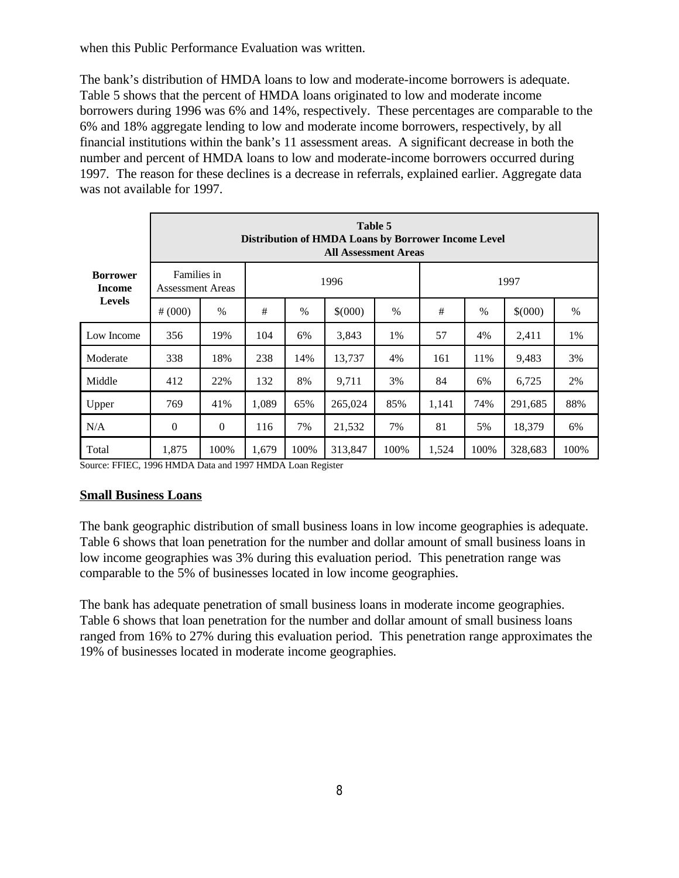when this Public Performance Evaluation was written.

The bank's distribution of HMDA loans to low and moderate-income borrowers is adequate. Table 5 shows that the percent of HMDA loans originated to low and moderate income borrowers during 1996 was 6% and 14%, respectively. These percentages are comparable to the 6% and 18% aggregate lending to low and moderate income borrowers, respectively, by all financial institutions within the bank's 11 assessment areas. A significant decrease in both the number and percent of HMDA loans to low and moderate-income borrowers occurred during 1997. The reason for these declines is a decrease in referrals, explained earlier. Aggregate data was not available for 1997.

| **Table 5<br>Distribution of HMDA Loans by Borrower Income Level<br>All Assessment Areas** | | | | | | | | | | |
|---|---|---|---|---|---|---|---|---|---|---|
| **Borrower Income Levels** | Families in Assessment Areas | | 1996 | | | | 1997 | | | |
| | # (000) | % | # | % | $(000) | % | # | % | $(000) | % |
| Low Income | 356 | 19% | 104 | 6% | 3,843 | 1% | 57 | 4% | 2,411 | 1% |
| Moderate | 338 | 18% | 238 | 14% | 13,737 | 4% | 161 | 11% | 9,483 | 3% |
| Middle | 412 | 22% | 132 | 8% | 9,711 | 3% | 84 | 6% | 6,725 | 2% |
| Upper | 769 | 41% | 1,089 | 65% | 265,024 | 85% | 1,141 | 74% | 291,685 | 88% |
| N/A | 0 | 0 | 116 | 7% | 21,532 | 7% | 81 | 5% | 18,379 | 6% |
| Total | 1,875 | 100% | 1,679 | 100% | 313,847 | 100% | 1,524 | 100% | 328,683 | 100% |

Source: FFIEC, 1996 HMDA Data and 1997 HMDA Loan Register

**Small Business Loans**

The bank geographic distribution of small business loans in low income geographies is adequate. Table 6 shows that loan penetration for the number and dollar amount of small business loans in low income geographies was 3% during this evaluation period. This penetration range was comparable to the 5% of businesses located in low income geographies.

The bank has adequate penetration of small business loans in moderate income geographies. Table 6 shows that loan penetration for the number and dollar amount of small business loans ranged from 16% to 27% during this evaluation period. This penetration range approximates the 19% of businesses located in moderate income geographies.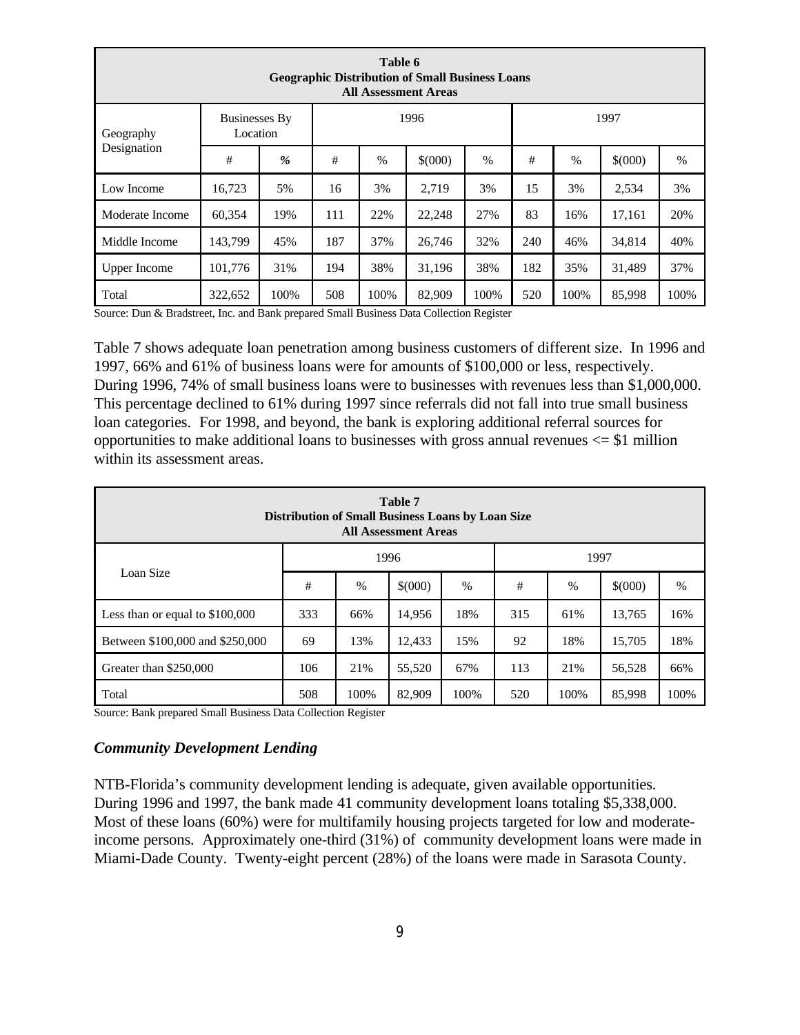| Table 6<br>Geographic Distribution of Small Business Loans<br>All Assessment Areas | | | | | | | | | | |
|---|---|---|---|---|---|---|---|---|---|---|
| Geography Designation | Businesses By Location | | 1996 | | | | 1997 | | | |
| | # | % | # | % | $(000) | % | # | % | $(000) | % |
| Low Income | 16,723 | 5% | 16 | 3% | 2,719 | 3% | 15 | 3% | 2,534 | 3% |
| Moderate Income | 60,354 | 19% | 111 | 22% | 22,248 | 27% | 83 | 16% | 17,161 | 20% |
| Middle Income | 143,799 | 45% | 187 | 37% | 26,746 | 32% | 240 | 46% | 34,814 | 40% |
| Upper Income | 101,776 | 31% | 194 | 38% | 31,196 | 38% | 182 | 35% | 31,489 | 37% |
| Total | 322,652 | 100% | 508 | 100% | 82,909 | 100% | 520 | 100% | 85,998 | 100% |

Source: Dun & Bradstreet, Inc. and Bank prepared Small Business Data Collection Register

Table 7 shows adequate loan penetration among business customers of different size. In 1996 and 1997, 66% and 61% of business loans were for amounts of $100,000 or less, respectively. During 1996, 74% of small business loans were to businesses with revenues less than $1,000,000. This percentage declined to 61% during 1997 since referrals did not fall into true small business loan categories. For 1998, and beyond, the bank is exploring additional referral sources for opportunities to make additional loans to businesses with gross annual revenues <= $1 million within its assessment areas.

| Table 7<br>Distribution of Small Business Loans by Loan Size<br>All Assessment Areas | | | | | | | | |
|---|---|---|---|---|---|---|---|---|
| Loan Size | 1996 | | | | 1997 | | | |
| | # | % | $(000) | % | # | % | $(000) | % |
| Less than or equal to $100,000 | 333 | 66% | 14,956 | 18% | 315 | 61% | 13,765 | 16% |
| Between $100,000 and $250,000 | 69 | 13% | 12,433 | 15% | 92 | 18% | 15,705 | 18% |
| Greater than $250,000 | 106 | 21% | 55,520 | 67% | 113 | 21% | 56,528 | 66% |
| Total | 508 | 100% | 82,909 | 100% | 520 | 100% | 85,998 | 100% |

Source: Bank prepared Small Business Data Collection Register

### *Community Development Lending*

NTB-Florida's community development lending is adequate, given available opportunities. During 1996 and 1997, the bank made 41 community development loans totaling $5,338,000. Most of these loans (60%) were for multifamily housing projects targeted for low and moderate-income persons. Approximately one-third (31%) of community development loans were made in Miami-Dade County. Twenty-eight percent (28%) of the loans were made in Sarasota County.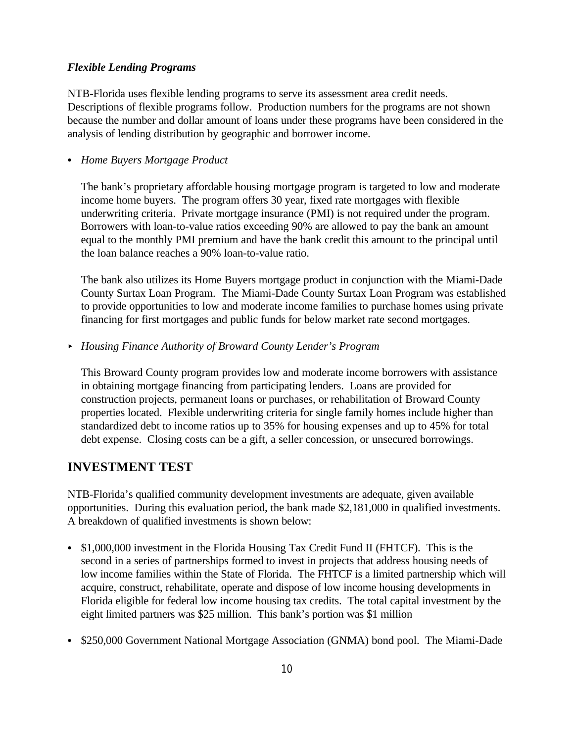***Flexible Lending Programs***

NTB-Florida uses flexible lending programs to serve its assessment area credit needs. Descriptions of flexible programs follow. Production numbers for the programs are not shown because the number and dollar amount of loans under these programs have been considered in the analysis of lending distribution by geographic and borrower income.

- *Home Buyers Mortgage Product*

  The bank's proprietary affordable housing mortgage program is targeted to low and moderate income home buyers. The program offers 30 year, fixed rate mortgages with flexible underwriting criteria. Private mortgage insurance (PMI) is not required under the program. Borrowers with loan-to-value ratios exceeding 90% are allowed to pay the bank an amount equal to the monthly PMI premium and have the bank credit this amount to the principal until the loan balance reaches a 90% loan-to-value ratio.

  The bank also utilizes its Home Buyers mortgage product in conjunction with the Miami-Dade County Surtax Loan Program. The Miami-Dade County Surtax Loan Program was established to provide opportunities to low and moderate income families to purchase homes using private financing for first mortgages and public funds for below market rate second mortgages.

- *Housing Finance Authority of Broward County Lender's Program*

  This Broward County program provides low and moderate income borrowers with assistance in obtaining mortgage financing from participating lenders. Loans are provided for construction projects, permanent loans or purchases, or rehabilitation of Broward County properties located. Flexible underwriting criteria for single family homes include higher than standardized debt to income ratios up to 35% for housing expenses and up to 45% for total debt expense. Closing costs can be a gift, a seller concession, or unsecured borrowings.

## INVESTMENT TEST

NTB-Florida's qualified community development investments are adequate, given available opportunities. During this evaluation period, the bank made $2,181,000 in qualified investments. A breakdown of qualified investments is shown below:

- $1,000,000 investment in the Florida Housing Tax Credit Fund II (FHTCF). This is the second in a series of partnerships formed to invest in projects that address housing needs of low income families within the State of Florida. The FHTCF is a limited partnership which will acquire, construct, rehabilitate, operate and dispose of low income housing developments in Florida eligible for federal low income housing tax credits. The total capital investment by the eight limited partners was $25 million. This bank's portion was $1 million

- $250,000 Government National Mortgage Association (GNMA) bond pool. The Miami-Dade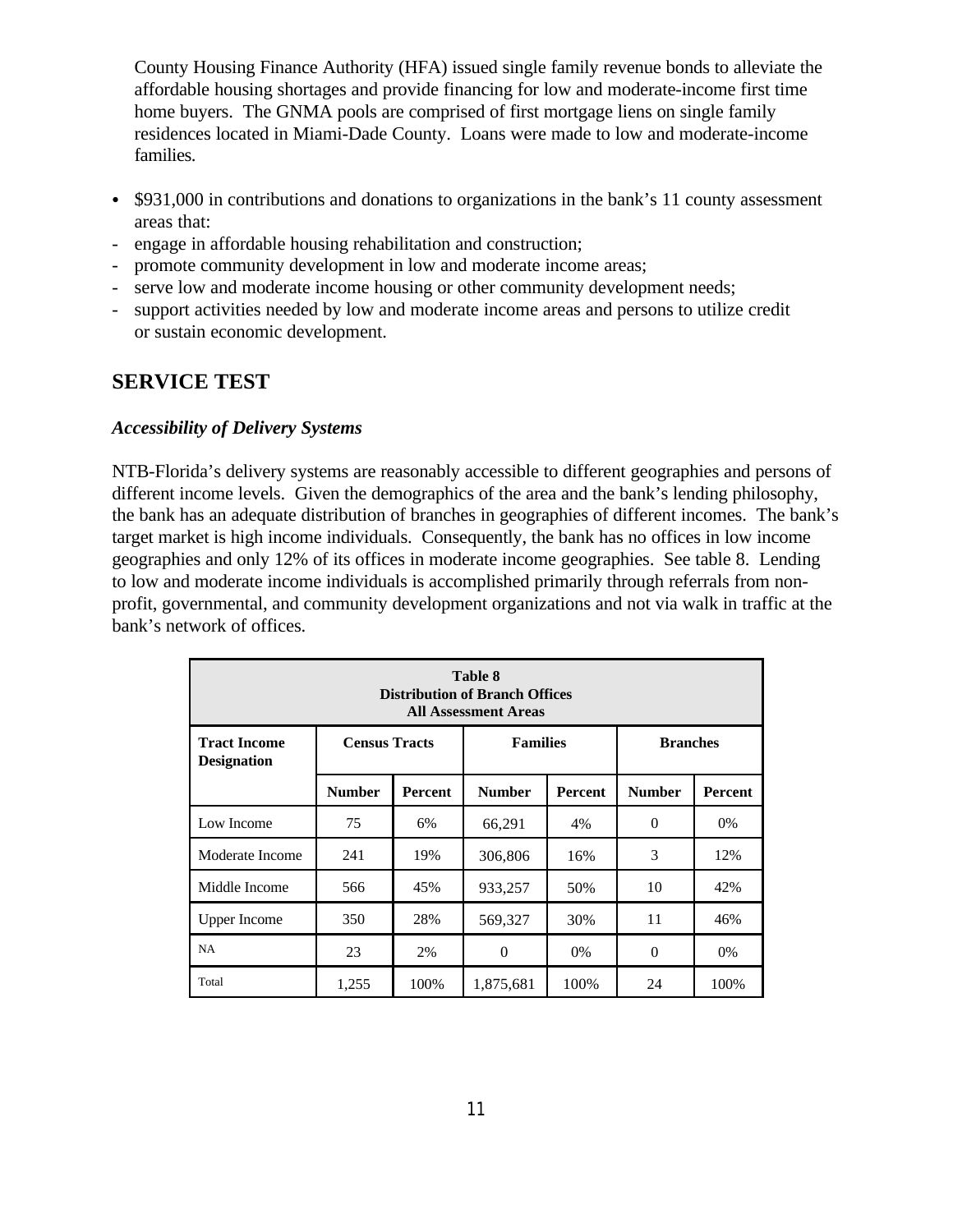County Housing Finance Authority (HFA) issued single family revenue bonds to alleviate the affordable housing shortages and provide financing for low and moderate-income first time home buyers. The GNMA pools are comprised of first mortgage liens on single family residences located in Miami-Dade County. Loans were made to low and moderate-income families.

- $931,000 in contributions and donations to organizations in the bank's 11 county assessment areas that:
- engage in affordable housing rehabilitation and construction;
- promote community development in low and moderate income areas;
- serve low and moderate income housing or other community development needs;
- support activities needed by low and moderate income areas and persons to utilize credit or sustain economic development.

## SERVICE TEST

### *Accessibility of Delivery Systems*

NTB-Florida's delivery systems are reasonably accessible to different geographies and persons of different income levels. Given the demographics of the area and the bank's lending philosophy, the bank has an adequate distribution of branches in geographies of different incomes. The bank's target market is high income individuals. Consequently, the bank has no offices in low income geographies and only 12% of its offices in moderate income geographies. See table 8. Lending to low and moderate income individuals is accomplished primarily through referrals from non-profit, governmental, and community development organizations and not via walk in traffic at the bank's network of offices.

**Table 8**
**Distribution of Branch Offices**
**All Assessment Areas**

| Tract Income Designation | Census Tracts | | Families | | Branches | |
|---|---|---|---|---|---|---|
| | Number | Percent | Number | Percent | Number | Percent |
| Low Income | 75 | 6% | 66,291 | 4% | 0 | 0% |
| Moderate Income | 241 | 19% | 306,806 | 16% | 3 | 12% |
| Middle Income | 566 | 45% | 933,257 | 50% | 10 | 42% |
| Upper Income | 350 | 28% | 569,327 | 30% | 11 | 46% |
| NA | 23 | 2% | 0 | 0% | 0 | 0% |
| Total | 1,255 | 100% | 1,875,681 | 100% | 24 | 100% |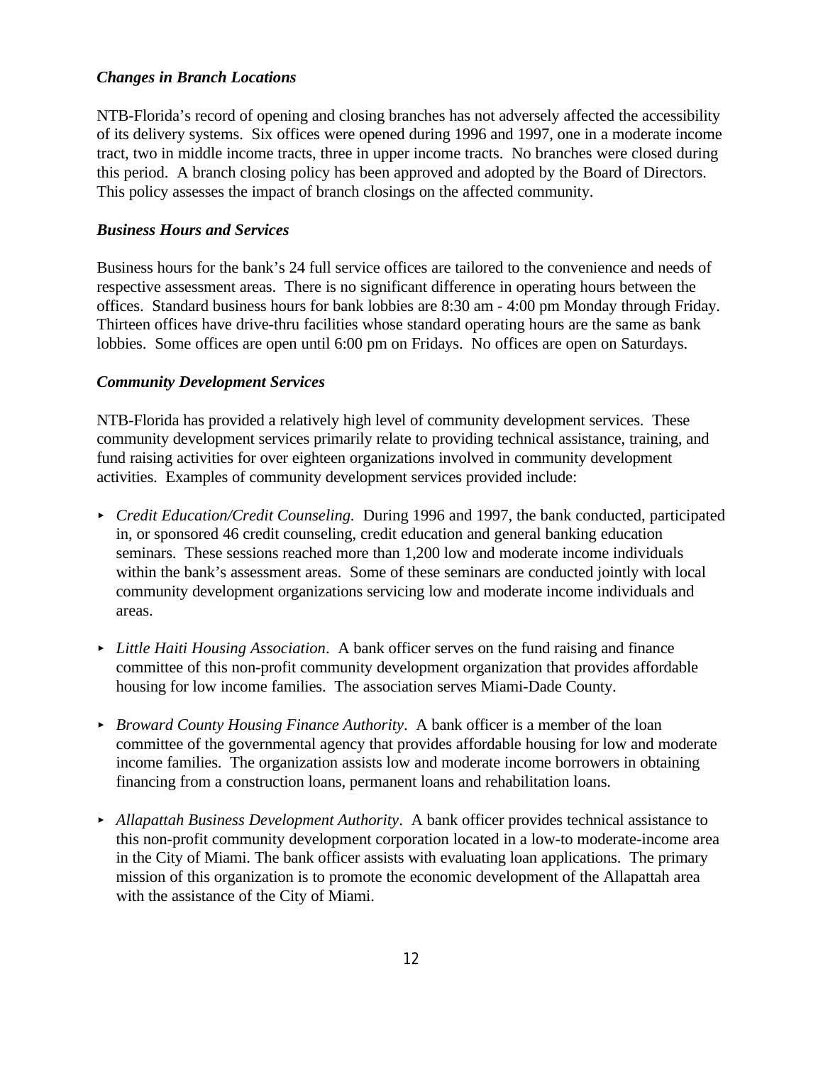### *Changes in Branch Locations*

NTB-Florida's record of opening and closing branches has not adversely affected the accessibility of its delivery systems. Six offices were opened during 1996 and 1997, one in a moderate income tract, two in middle income tracts, three in upper income tracts. No branches were closed during this period. A branch closing policy has been approved and adopted by the Board of Directors. This policy assesses the impact of branch closings on the affected community.

### *Business Hours and Services*

Business hours for the bank's 24 full service offices are tailored to the convenience and needs of respective assessment areas. There is no significant difference in operating hours between the offices. Standard business hours for bank lobbies are 8:30 am - 4:00 pm Monday through Friday. Thirteen offices have drive-thru facilities whose standard operating hours are the same as bank lobbies. Some offices are open until 6:00 pm on Fridays. No offices are open on Saturdays.

### *Community Development Services*

NTB-Florida has provided a relatively high level of community development services. These community development services primarily relate to providing technical assistance, training, and fund raising activities for over eighteen organizations involved in community development activities. Examples of community development services provided include:

- *Credit Education/Credit Counseling.* During 1996 and 1997, the bank conducted, participated in, or sponsored 46 credit counseling, credit education and general banking education seminars. These sessions reached more than 1,200 low and moderate income individuals within the bank's assessment areas. Some of these seminars are conducted jointly with local community development organizations servicing low and moderate income individuals and areas.

- *Little Haiti Housing Association*. A bank officer serves on the fund raising and finance committee of this non-profit community development organization that provides affordable housing for low income families. The association serves Miami-Dade County.

- *Broward County Housing Finance Authority*. A bank officer is a member of the loan committee of the governmental agency that provides affordable housing for low and moderate income families. The organization assists low and moderate income borrowers in obtaining financing from a construction loans, permanent loans and rehabilitation loans.

- *Allapattah Business Development Authority*. A bank officer provides technical assistance to this non-profit community development corporation located in a low-to moderate-income area in the City of Miami. The bank officer assists with evaluating loan applications. The primary mission of this organization is to promote the economic development of the Allapattah area with the assistance of the City of Miami.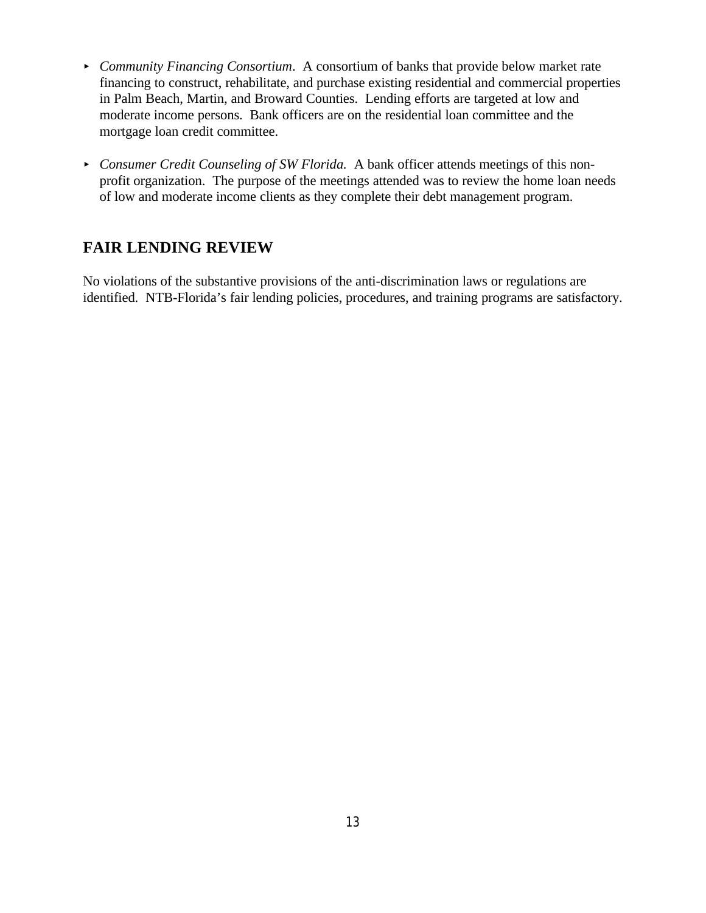- *Community Financing Consortium*. A consortium of banks that provide below market rate financing to construct, rehabilitate, and purchase existing residential and commercial properties in Palm Beach, Martin, and Broward Counties. Lending efforts are targeted at low and moderate income persons. Bank officers are on the residential loan committee and the mortgage loan credit committee.

- *Consumer Credit Counseling of SW Florida.* A bank officer attends meetings of this non-profit organization. The purpose of the meetings attended was to review the home loan needs of low and moderate income clients as they complete their debt management program.

## FAIR LENDING REVIEW

No violations of the substantive provisions of the anti-discrimination laws or regulations are identified. NTB-Florida's fair lending policies, procedures, and training programs are satisfactory.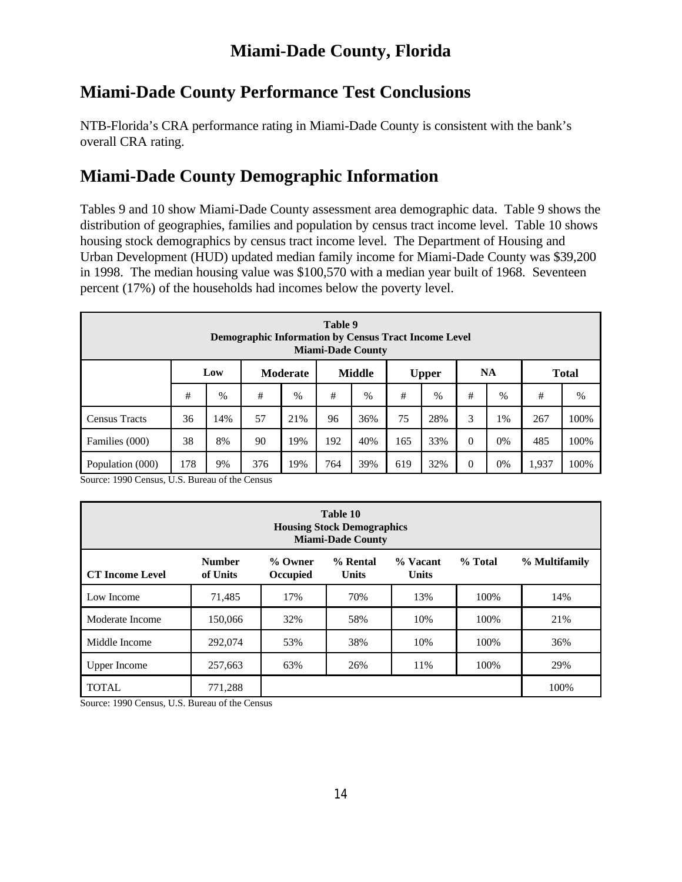# Miami-Dade County, Florida

## Miami-Dade County Performance Test Conclusions

NTB-Florida's CRA performance rating in Miami-Dade County is consistent with the bank's overall CRA rating.

## Miami-Dade County Demographic Information

Tables 9 and 10 show Miami-Dade County assessment area demographic data. Table 9 shows the distribution of geographies, families and population by census tract income level. Table 10 shows housing stock demographics by census tract income level. The Department of Housing and Urban Development (HUD) updated median family income for Miami-Dade County was $39,200 in 1998. The median housing value was $100,570 with a median year built of 1968. Seventeen percent (17%) of the households had incomes below the poverty level.

**Table 9**
**Demographic Information by Census Tract Income Level**
**Miami-Dade County**

| | Low | | Moderate | | Middle | | Upper | | NA | | Total | |
|---|---|---|---|---|---|---|---|---|---|---|---|---|
| | # | % | # | % | # | % | # | % | # | % | # | % |
| Census Tracts | 36 | 14% | 57 | 21% | 96 | 36% | 75 | 28% | 3 | 1% | 267 | 100% |
| Families (000) | 38 | 8% | 90 | 19% | 192 | 40% | 165 | 33% | 0 | 0% | 485 | 100% |
| Population (000) | 178 | 9% | 376 | 19% | 764 | 39% | 619 | 32% | 0 | 0% | 1,937 | 100% |

Source: 1990 Census, U.S. Bureau of the Census

**Table 10**
**Housing Stock Demographics**
**Miami-Dade County**

| CT Income Level | Number of Units | % Owner Occupied | % Rental Units | % Vacant Units | % Total | % Multifamily |
|---|---|---|---|---|---|---|
| Low Income | 71,485 | 17% | 70% | 13% | 100% | 14% |
| Moderate Income | 150,066 | 32% | 58% | 10% | 100% | 21% |
| Middle Income | 292,074 | 53% | 38% | 10% | 100% | 36% |
| Upper Income | 257,663 | 63% | 26% | 11% | 100% | 29% |
| TOTAL | 771,288 | | | | | 100% |

Source: 1990 Census, U.S. Bureau of the Census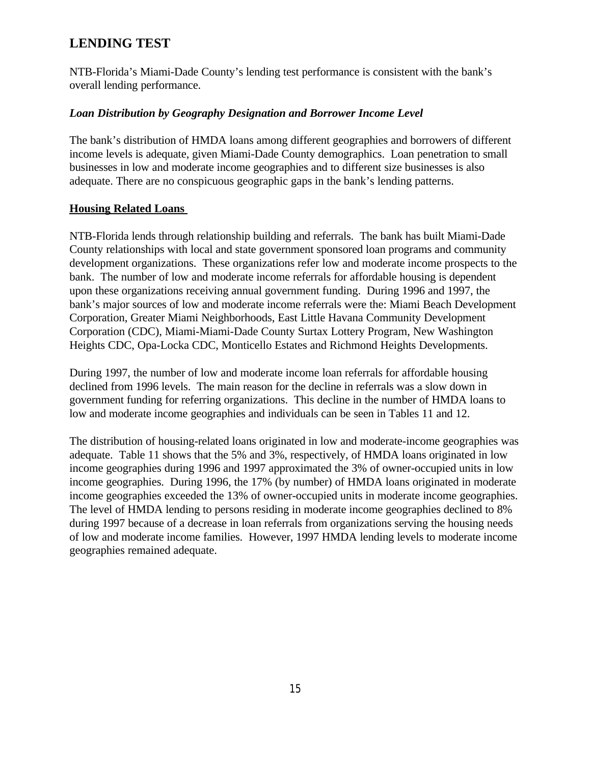## LENDING TEST

NTB-Florida's Miami-Dade County's lending test performance is consistent with the bank's overall lending performance.

### *Loan Distribution by Geography Designation and Borrower Income Level*

The bank's distribution of HMDA loans among different geographies and borrowers of different income levels is adequate, given Miami-Dade County demographics. Loan penetration to small businesses in low and moderate income geographies and to different size businesses is also adequate. There are no conspicuous geographic gaps in the bank's lending patterns.

**Housing Related Loans**

NTB-Florida lends through relationship building and referrals. The bank has built Miami-Dade County relationships with local and state government sponsored loan programs and community development organizations. These organizations refer low and moderate income prospects to the bank. The number of low and moderate income referrals for affordable housing is dependent upon these organizations receiving annual government funding. During 1996 and 1997, the bank's major sources of low and moderate income referrals were the: Miami Beach Development Corporation, Greater Miami Neighborhoods, East Little Havana Community Development Corporation (CDC), Miami-Miami-Dade County Surtax Lottery Program, New Washington Heights CDC, Opa-Locka CDC, Monticello Estates and Richmond Heights Developments.

During 1997, the number of low and moderate income loan referrals for affordable housing declined from 1996 levels. The main reason for the decline in referrals was a slow down in government funding for referring organizations. This decline in the number of HMDA loans to low and moderate income geographies and individuals can be seen in Tables 11 and 12.

The distribution of housing-related loans originated in low and moderate-income geographies was adequate. Table 11 shows that the 5% and 3%, respectively, of HMDA loans originated in low income geographies during 1996 and 1997 approximated the 3% of owner-occupied units in low income geographies. During 1996, the 17% (by number) of HMDA loans originated in moderate income geographies exceeded the 13% of owner-occupied units in moderate income geographies. The level of HMDA lending to persons residing in moderate income geographies declined to 8% during 1997 because of a decrease in loan referrals from organizations serving the housing needs of low and moderate income families. However, 1997 HMDA lending levels to moderate income geographies remained adequate.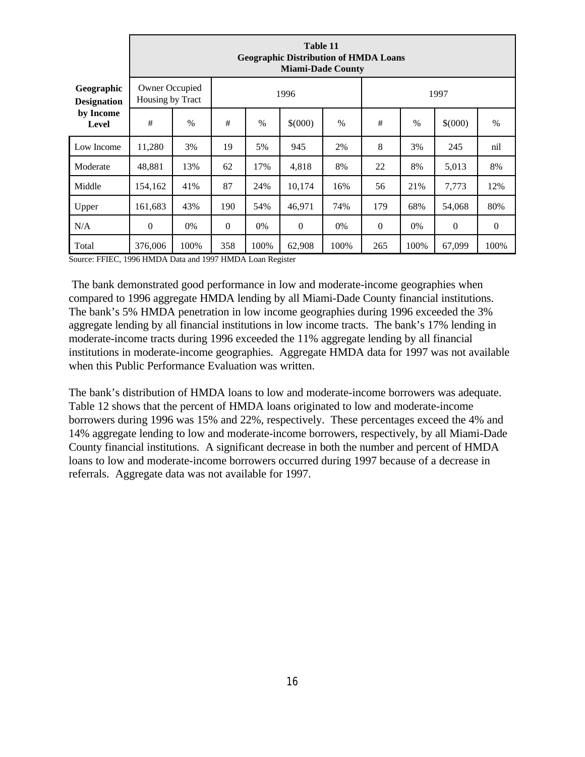| Geographic Designation by Income Level | Table 11 Geographic Distribution of HMDA Loans Miami-Dade County | | | | | | | | | |
|---|---|---|---|---|---|---|---|---|---|---|
| | Owner Occupied Housing by Tract | | 1996 | | | | 1997 | | | |
| | # | % | # | % | $(000) | % | # | % | $(000) | % |
| Low Income | 11,280 | 3% | 19 | 5% | 945 | 2% | 8 | 3% | 245 | nil |
| Moderate | 48,881 | 13% | 62 | 17% | 4,818 | 8% | 22 | 8% | 5,013 | 8% |
| Middle | 154,162 | 41% | 87 | 24% | 10,174 | 16% | 56 | 21% | 7,773 | 12% |
| Upper | 161,683 | 43% | 190 | 54% | 46,971 | 74% | 179 | 68% | 54,068 | 80% |
| N/A | 0 | 0% | 0 | 0% | 0 | 0% | 0 | 0% | 0 | 0 |
| Total | 376,006 | 100% | 358 | 100% | 62,908 | 100% | 265 | 100% | 67,099 | 100% |

Source: FFIEC, 1996 HMDA Data and 1997 HMDA Loan Register

The bank demonstrated good performance in low and moderate-income geographies when compared to 1996 aggregate HMDA lending by all Miami-Dade County financial institutions. The bank's 5% HMDA penetration in low income geographies during 1996 exceeded the 3% aggregate lending by all financial institutions in low income tracts. The bank's 17% lending in moderate-income tracts during 1996 exceeded the 11% aggregate lending by all financial institutions in moderate-income geographies. Aggregate HMDA data for 1997 was not available when this Public Performance Evaluation was written.

The bank's distribution of HMDA loans to low and moderate-income borrowers was adequate. Table 12 shows that the percent of HMDA loans originated to low and moderate-income borrowers during 1996 was 15% and 22%, respectively. These percentages exceed the 4% and 14% aggregate lending to low and moderate-income borrowers, respectively, by all Miami-Dade County financial institutions. A significant decrease in both the number and percent of HMDA loans to low and moderate-income borrowers occurred during 1997 because of a decrease in referrals. Aggregate data was not available for 1997.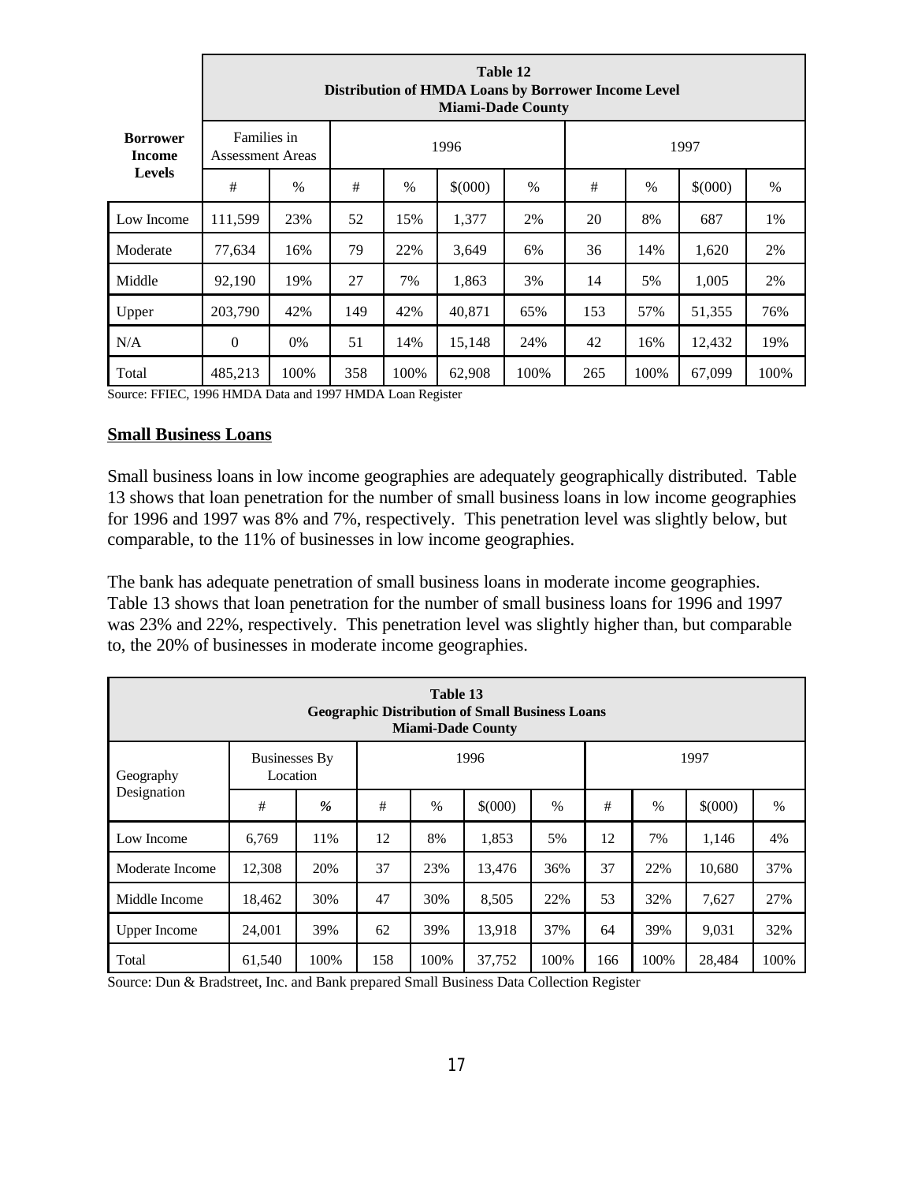| Borrower Income Levels | Table 12 Distribution of HMDA Loans by Borrower Income Level Miami-Dade County | | | | | | | | | |
|---|---|---|---|---|---|---|---|---|---|---|
| | Families in Assessment Areas | | 1996 | | | | 1997 | | | |
| | # | % | # | % | $(000) | % | # | % | $(000) | % |
| Low Income | 111,599 | 23% | 52 | 15% | 1,377 | 2% | 20 | 8% | 687 | 1% |
| Moderate | 77,634 | 16% | 79 | 22% | 3,649 | 6% | 36 | 14% | 1,620 | 2% |
| Middle | 92,190 | 19% | 27 | 7% | 1,863 | 3% | 14 | 5% | 1,005 | 2% |
| Upper | 203,790 | 42% | 149 | 42% | 40,871 | 65% | 153 | 57% | 51,355 | 76% |
| N/A | 0 | 0% | 51 | 14% | 15,148 | 24% | 42 | 16% | 12,432 | 19% |
| Total | 485,213 | 100% | 358 | 100% | 62,908 | 100% | 265 | 100% | 67,099 | 100% |

Source: FFIEC, 1996 HMDA Data and 1997 HMDA Loan Register

**Small Business Loans**

Small business loans in low income geographies are adequately geographically distributed. Table 13 shows that loan penetration for the number of small business loans in low income geographies for 1996 and 1997 was 8% and 7%, respectively. This penetration level was slightly below, but comparable, to the 11% of businesses in low income geographies.

The bank has adequate penetration of small business loans in moderate income geographies. Table 13 shows that loan penetration for the number of small business loans for 1996 and 1997 was 23% and 22%, respectively. This penetration level was slightly higher than, but comparable to, the 20% of businesses in moderate income geographies.

| Table 13 Geographic Distribution of Small Business Loans Miami-Dade County | | | | | | | | | | |
|---|---|---|---|---|---|---|---|---|---|---|
| Geography Designation | Businesses By Location | | 1996 | | | | 1997 | | | |
| | # | % | # | % | $(000) | % | # | % | $(000) | % |
| Low Income | 6,769 | 11% | 12 | 8% | 1,853 | 5% | 12 | 7% | 1,146 | 4% |
| Moderate Income | 12,308 | 20% | 37 | 23% | 13,476 | 36% | 37 | 22% | 10,680 | 37% |
| Middle Income | 18,462 | 30% | 47 | 30% | 8,505 | 22% | 53 | 32% | 7,627 | 27% |
| Upper Income | 24,001 | 39% | 62 | 39% | 13,918 | 37% | 64 | 39% | 9,031 | 32% |
| Total | 61,540 | 100% | 158 | 100% | 37,752 | 100% | 166 | 100% | 28,484 | 100% |

Source: Dun & Bradstreet, Inc. and Bank prepared Small Business Data Collection Register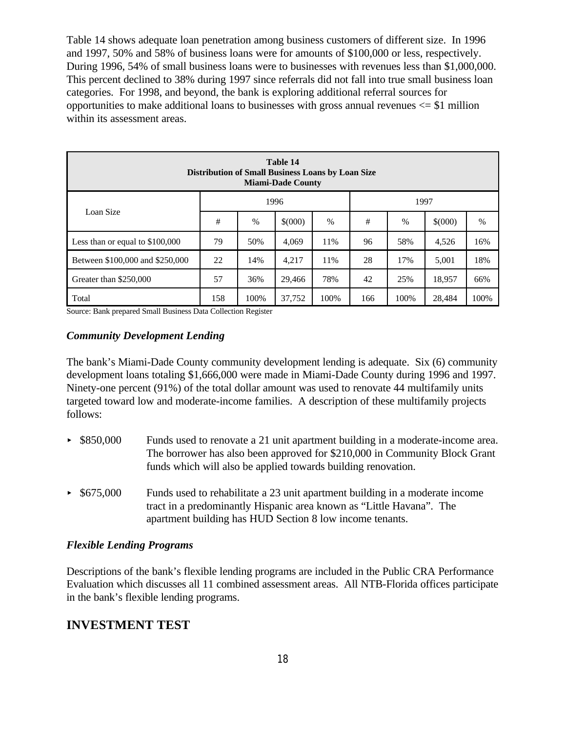Table 14 shows adequate loan penetration among business customers of different size. In 1996 and 1997, 50% and 58% of business loans were for amounts of $100,000 or less, respectively. During 1996, 54% of small business loans were to businesses with revenues less than $1,000,000. This percent declined to 38% during 1997 since referrals did not fall into true small business loan categories. For 1998, and beyond, the bank is exploring additional referral sources for opportunities to make additional loans to businesses with gross annual revenues <= $1 million within its assessment areas.

**Table 14**
**Distribution of Small Business Loans by Loan Size**
**Miami-Dade County**

| Loan Size | 1996 | | | | 1997 | | | |
|---|---|---|---|---|---|---|---|---|
| | # | % | $(000) | % | # | % | $(000) | % |
| Less than or equal to $100,000 | 79 | 50% | 4,069 | 11% | 96 | 58% | 4,526 | 16% |
| Between $100,000 and $250,000 | 22 | 14% | 4,217 | 11% | 28 | 17% | 5,001 | 18% |
| Greater than $250,000 | 57 | 36% | 29,466 | 78% | 42 | 25% | 18,957 | 66% |
| Total | 158 | 100% | 37,752 | 100% | 166 | 100% | 28,484 | 100% |

Source: Bank prepared Small Business Data Collection Register

### *Community Development Lending*

The bank's Miami-Dade County community development lending is adequate. Six (6) community development loans totaling $1,666,000 were made in Miami-Dade County during 1996 and 1997. Ninety-one percent (91%) of the total dollar amount was used to renovate 44 multifamily units targeted toward low and moderate-income families. A description of these multifamily projects follows:

- $850,000 Funds used to renovate a 21 unit apartment building in a moderate-income area. The borrower has also been approved for $210,000 in Community Block Grant funds which will also be applied towards building renovation.
- $675,000 Funds used to rehabilitate a 23 unit apartment building in a moderate income tract in a predominantly Hispanic area known as "Little Havana". The apartment building has HUD Section 8 low income tenants.

### *Flexible Lending Programs*

Descriptions of the bank's flexible lending programs are included in the Public CRA Performance Evaluation which discusses all 11 combined assessment areas. All NTB-Florida offices participate in the bank's flexible lending programs.

## INVESTMENT TEST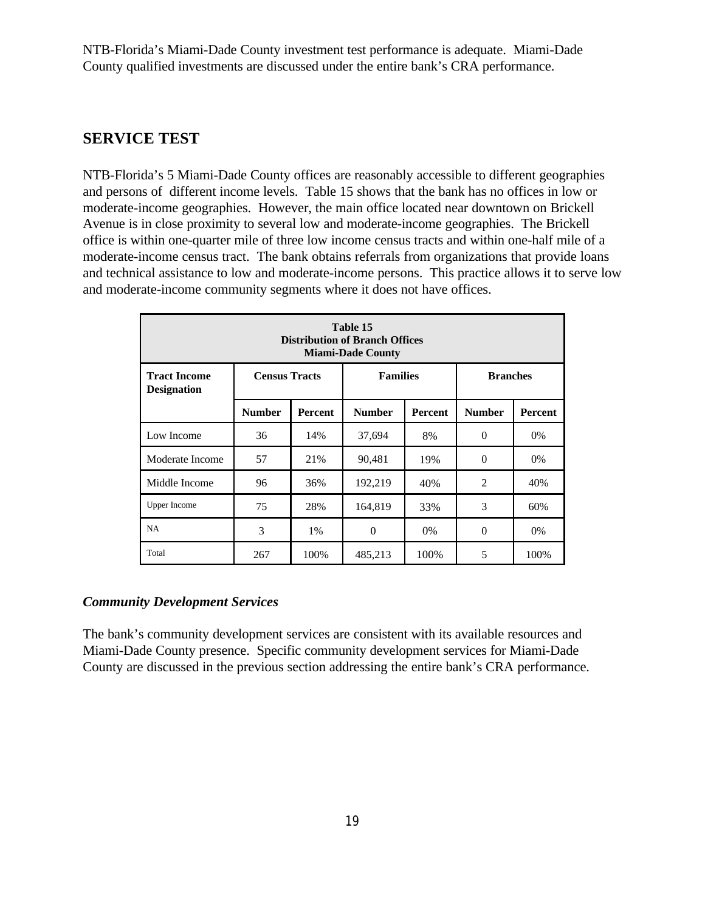NTB-Florida's Miami-Dade County investment test performance is adequate. Miami-Dade County qualified investments are discussed under the entire bank's CRA performance.

## SERVICE TEST

NTB-Florida's 5 Miami-Dade County offices are reasonably accessible to different geographies and persons of different income levels. Table 15 shows that the bank has no offices in low or moderate-income geographies. However, the main office located near downtown on Brickell Avenue is in close proximity to several low and moderate-income geographies. The Brickell office is within one-quarter mile of three low income census tracts and within one-half mile of a moderate-income census tract. The bank obtains referrals from organizations that provide loans and technical assistance to low and moderate-income persons. This practice allows it to serve low and moderate-income community segments where it does not have offices.

**Table 15**
**Distribution of Branch Offices**
**Miami-Dade County**

| Tract Income Designation | Census Tracts | | Families | | Branches | |
|---|---|---|---|---|---|---|
| | Number | Percent | Number | Percent | Number | Percent |
| Low Income | 36 | 14% | 37,694 | 8% | 0 | 0% |
| Moderate Income | 57 | 21% | 90,481 | 19% | 0 | 0% |
| Middle Income | 96 | 36% | 192,219 | 40% | 2 | 40% |
| Upper Income | 75 | 28% | 164,819 | 33% | 3 | 60% |
| NA | 3 | 1% | 0 | 0% | 0 | 0% |
| Total | 267 | 100% | 485,213 | 100% | 5 | 100% |

### *Community Development Services*

The bank's community development services are consistent with its available resources and Miami-Dade County presence. Specific community development services for Miami-Dade County are discussed in the previous section addressing the entire bank's CRA performance.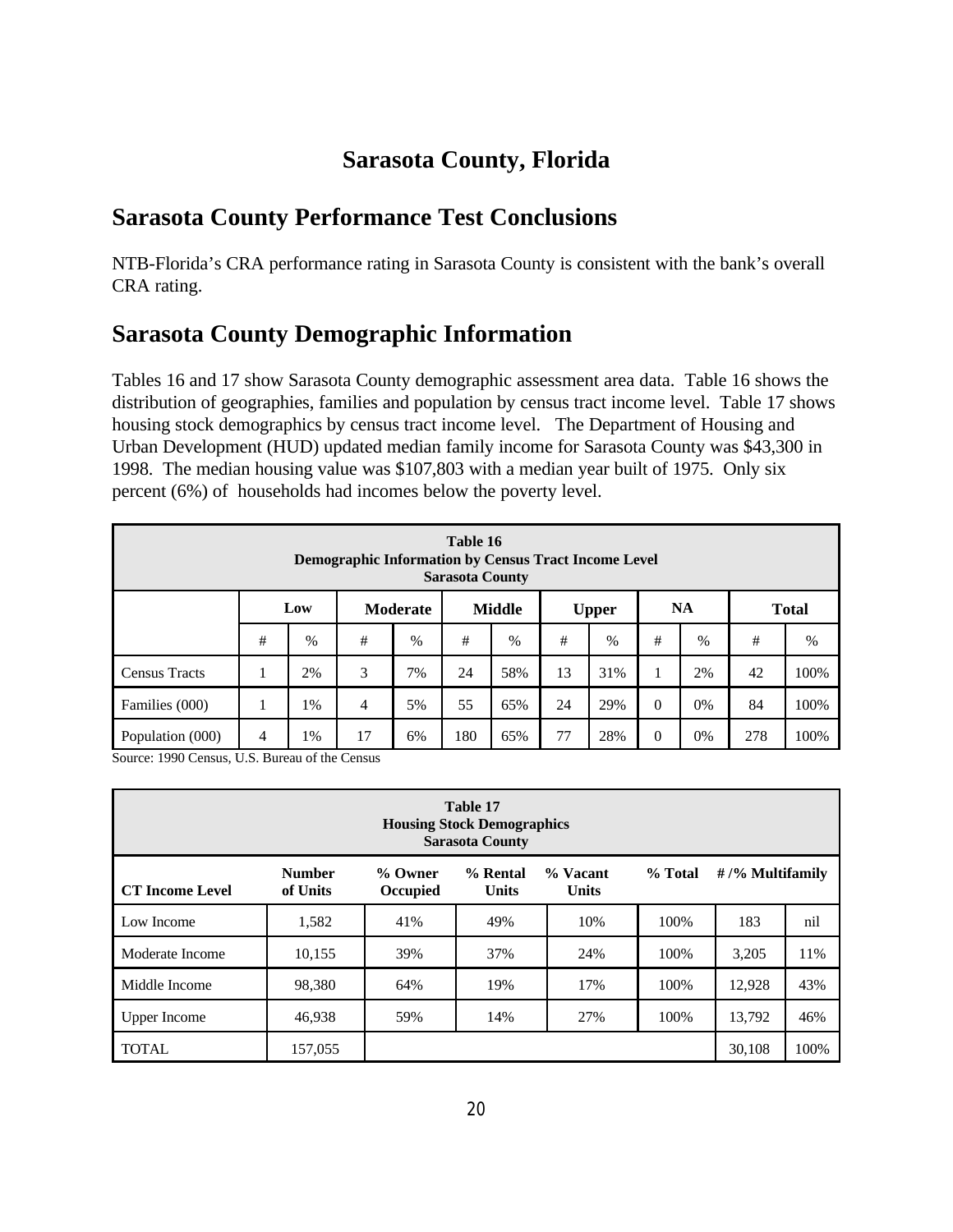# Sarasota County, Florida

## Sarasota County Performance Test Conclusions

NTB-Florida's CRA performance rating in Sarasota County is consistent with the bank's overall CRA rating.

## Sarasota County Demographic Information

Tables 16 and 17 show Sarasota County demographic assessment area data. Table 16 shows the distribution of geographies, families and population by census tract income level. Table 17 shows housing stock demographics by census tract income level. The Department of Housing and Urban Development (HUD) updated median family income for Sarasota County was $43,300 in 1998. The median housing value was $107,803 with a median year built of 1975. Only six percent (6%) of households had incomes below the poverty level.

**Table 16**
**Demographic Information by Census Tract Income Level**
**Sarasota County**

| | Low | | Moderate | | Middle | | Upper | | NA | | Total | |
|---|---|---|---|---|---|---|---|---|---|---|---|---|
| | # | % | # | % | # | % | # | % | # | % | # | % |
| Census Tracts | 1 | 2% | 3 | 7% | 24 | 58% | 13 | 31% | 1 | 2% | 42 | 100% |
| Families (000) | 1 | 1% | 4 | 5% | 55 | 65% | 24 | 29% | 0 | 0% | 84 | 100% |
| Population (000) | 4 | 1% | 17 | 6% | 180 | 65% | 77 | 28% | 0 | 0% | 278 | 100% |

Source: 1990 Census, U.S. Bureau of the Census

**Table 17**
**Housing Stock Demographics**
**Sarasota County**

| CT Income Level | Number of Units | % Owner Occupied | % Rental Units | % Vacant Units | % Total | #/% Multifamily | |
|---|---|---|---|---|---|---|---|
| Low Income | 1,582 | 41% | 49% | 10% | 100% | 183 | nil |
| Moderate Income | 10,155 | 39% | 37% | 24% | 100% | 3,205 | 11% |
| Middle Income | 98,380 | 64% | 19% | 17% | 100% | 12,928 | 43% |
| Upper Income | 46,938 | 59% | 14% | 27% | 100% | 13,792 | 46% |
| TOTAL | 157,055 | | | | | 30,108 | 100% |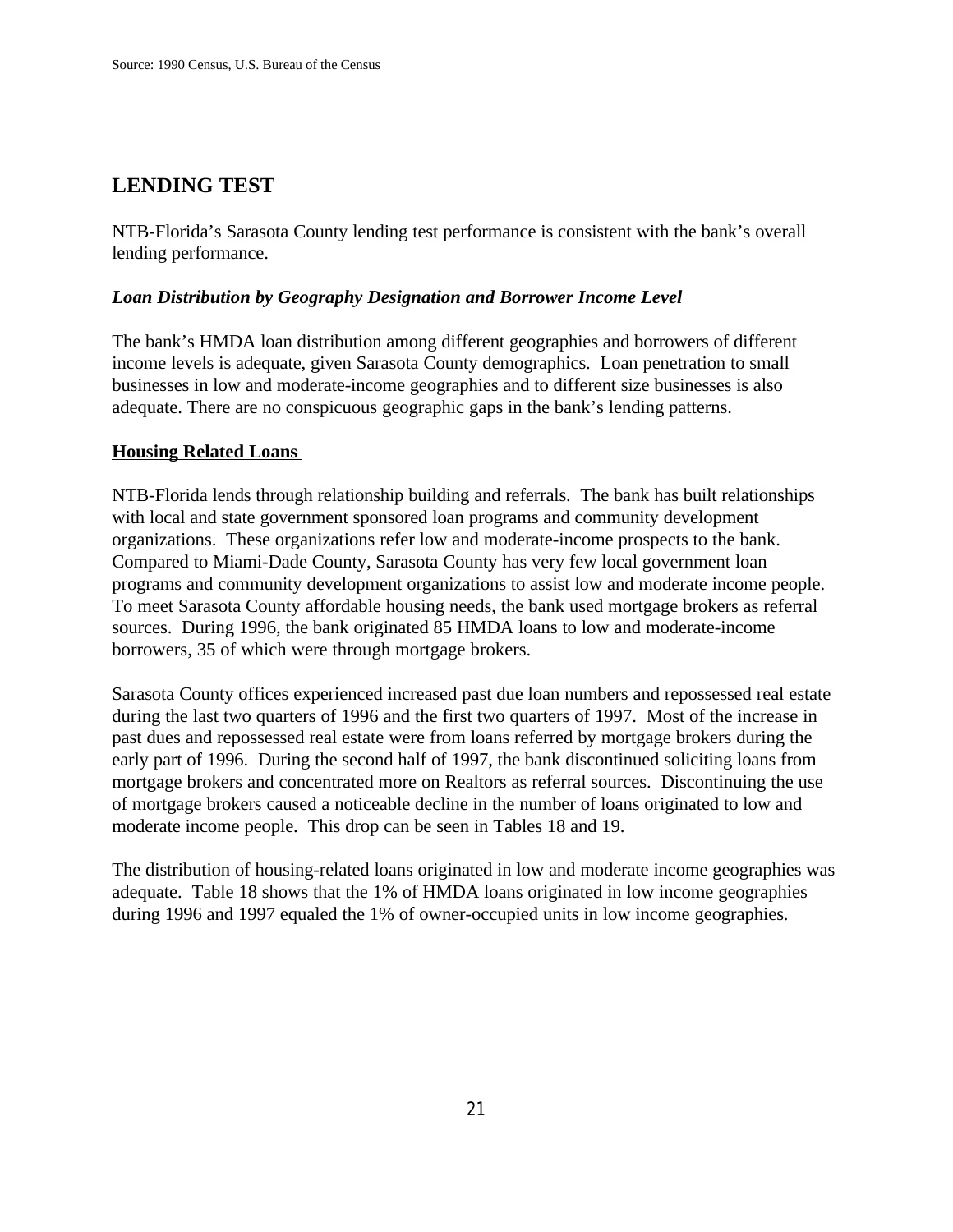Source: 1990 Census, U.S. Bureau of the Census

## LENDING TEST

NTB-Florida's Sarasota County lending test performance is consistent with the bank's overall lending performance.

### *Loan Distribution by Geography Designation and Borrower Income Level*

The bank's HMDA loan distribution among different geographies and borrowers of different income levels is adequate, given Sarasota County demographics. Loan penetration to small businesses in low and moderate-income geographies and to different size businesses is also adequate. There are no conspicuous geographic gaps in the bank's lending patterns.

**Housing Related Loans**

NTB-Florida lends through relationship building and referrals. The bank has built relationships with local and state government sponsored loan programs and community development organizations. These organizations refer low and moderate-income prospects to the bank. Compared to Miami-Dade County, Sarasota County has very few local government loan programs and community development organizations to assist low and moderate income people. To meet Sarasota County affordable housing needs, the bank used mortgage brokers as referral sources. During 1996, the bank originated 85 HMDA loans to low and moderate-income borrowers, 35 of which were through mortgage brokers.

Sarasota County offices experienced increased past due loan numbers and repossessed real estate during the last two quarters of 1996 and the first two quarters of 1997. Most of the increase in past dues and repossessed real estate were from loans referred by mortgage brokers during the early part of 1996. During the second half of 1997, the bank discontinued soliciting loans from mortgage brokers and concentrated more on Realtors as referral sources. Discontinuing the use of mortgage brokers caused a noticeable decline in the number of loans originated to low and moderate income people. This drop can be seen in Tables 18 and 19.

The distribution of housing-related loans originated in low and moderate income geographies was adequate. Table 18 shows that the 1% of HMDA loans originated in low income geographies during 1996 and 1997 equaled the 1% of owner-occupied units in low income geographies.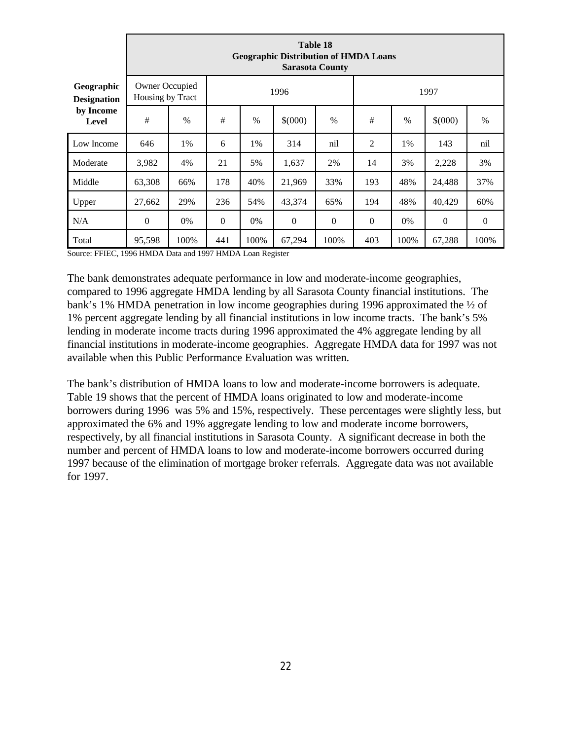| Geographic Designation by Income Level | Table 18 Geographic Distribution of HMDA Loans Sarasota County | | | | | | | | | |
|---|---|---|---|---|---|---|---|---|---|---|
| | Owner Occupied Housing by Tract | | 1996 | | | | 1997 | | | |
| | # | % | # | % | $(000) | % | # | % | $(000) | % |
| Low Income | 646 | 1% | 6 | 1% | 314 | nil | 2 | 1% | 143 | nil |
| Moderate | 3,982 | 4% | 21 | 5% | 1,637 | 2% | 14 | 3% | 2,228 | 3% |
| Middle | 63,308 | 66% | 178 | 40% | 21,969 | 33% | 193 | 48% | 24,488 | 37% |
| Upper | 27,662 | 29% | 236 | 54% | 43,374 | 65% | 194 | 48% | 40,429 | 60% |
| N/A | 0 | 0% | 0 | 0% | 0 | 0 | 0 | 0% | 0 | 0 |
| Total | 95,598 | 100% | 441 | 100% | 67,294 | 100% | 403 | 100% | 67,288 | 100% |

Source: FFIEC, 1996 HMDA Data and 1997 HMDA Loan Register

The bank demonstrates adequate performance in low and moderate-income geographies, compared to 1996 aggregate HMDA lending by all Sarasota County financial institutions. The bank's 1% HMDA penetration in low income geographies during 1996 approximated the ½ of 1% percent aggregate lending by all financial institutions in low income tracts. The bank's 5% lending in moderate income tracts during 1996 approximated the 4% aggregate lending by all financial institutions in moderate-income geographies. Aggregate HMDA data for 1997 was not available when this Public Performance Evaluation was written.

The bank's distribution of HMDA loans to low and moderate-income borrowers is adequate. Table 19 shows that the percent of HMDA loans originated to low and moderate-income borrowers during 1996 was 5% and 15%, respectively. These percentages were slightly less, but approximated the 6% and 19% aggregate lending to low and moderate income borrowers, respectively, by all financial institutions in Sarasota County. A significant decrease in both the number and percent of HMDA loans to low and moderate-income borrowers occurred during 1997 because of the elimination of mortgage broker referrals. Aggregate data was not available for 1997.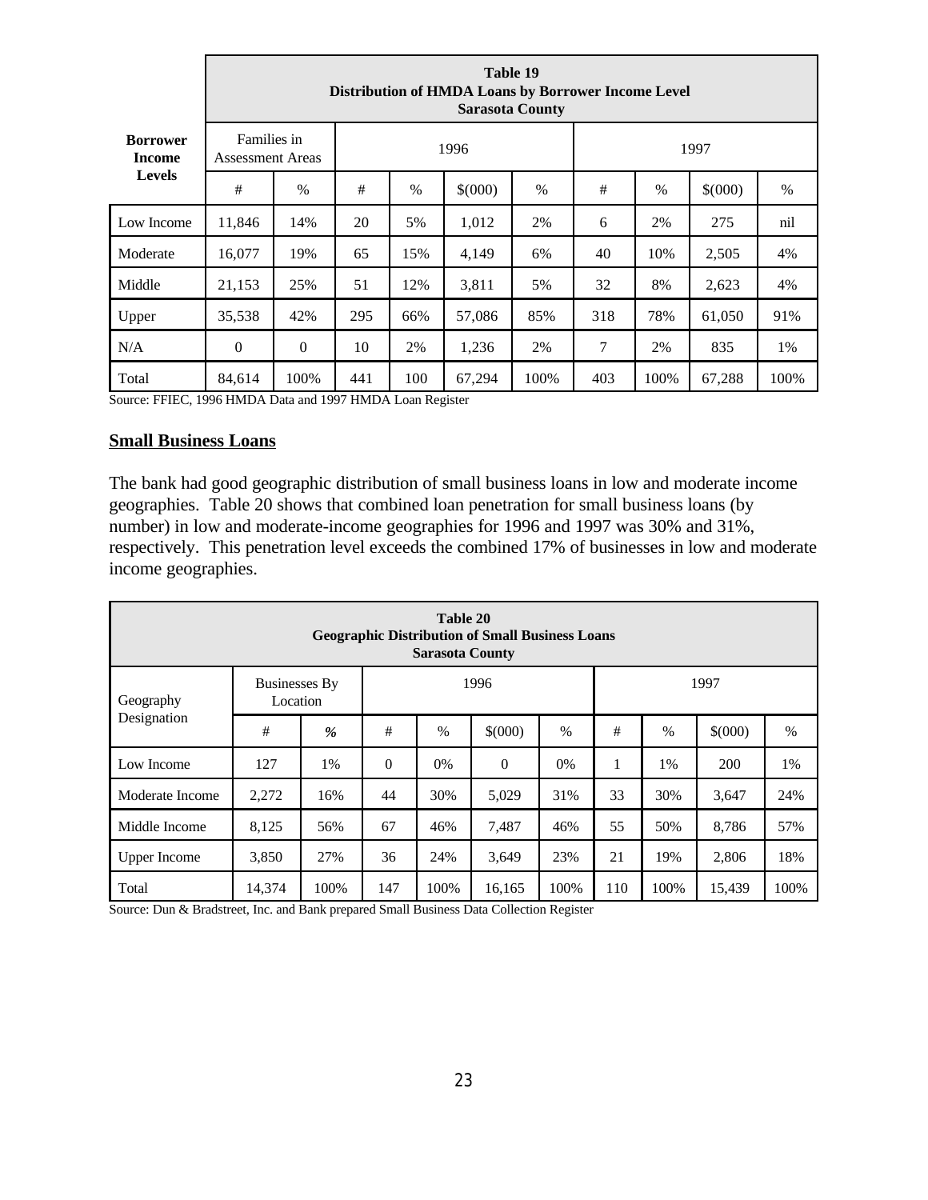| Borrower Income Levels | Table 19 Distribution of HMDA Loans by Borrower Income Level Sarasota County | | | | | | | | | |
|---|---|---|---|---|---|---|---|---|---|---|
| | Families in Assessment Areas | | 1996 | | | | 1997 | | | |
| | # | % | # | % | $(000) | % | # | % | $(000) | % |
| Low Income | 11,846 | 14% | 20 | 5% | 1,012 | 2% | 6 | 2% | 275 | nil |
| Moderate | 16,077 | 19% | 65 | 15% | 4,149 | 6% | 40 | 10% | 2,505 | 4% |
| Middle | 21,153 | 25% | 51 | 12% | 3,811 | 5% | 32 | 8% | 2,623 | 4% |
| Upper | 35,538 | 42% | 295 | 66% | 57,086 | 85% | 318 | 78% | 61,050 | 91% |
| N/A | 0 | 0 | 10 | 2% | 1,236 | 2% | 7 | 2% | 835 | 1% |
| Total | 84,614 | 100% | 441 | 100 | 67,294 | 100% | 403 | 100% | 67,288 | 100% |

Source: FFIEC, 1996 HMDA Data and 1997 HMDA Loan Register

## Small Business Loans

The bank had good geographic distribution of small business loans in low and moderate income geographies. Table 20 shows that combined loan penetration for small business loans (by number) in low and moderate-income geographies for 1996 and 1997 was 30% and 31%, respectively. This penetration level exceeds the combined 17% of businesses in low and moderate income geographies.

| Table 20 Geographic Distribution of Small Business Loans Sarasota County | | | | | | | | | | |
|---|---|---|---|---|---|---|---|---|---|---|
| Geography Designation | Businesses By Location | | 1996 | | | | 1997 | | | |
| | # | % | # | % | $(000) | % | # | % | $(000) | % |
| Low Income | 127 | 1% | 0 | 0% | 0 | 0% | 1 | 1% | 200 | 1% |
| Moderate Income | 2,272 | 16% | 44 | 30% | 5,029 | 31% | 33 | 30% | 3,647 | 24% |
| Middle Income | 8,125 | 56% | 67 | 46% | 7,487 | 46% | 55 | 50% | 8,786 | 57% |
| Upper Income | 3,850 | 27% | 36 | 24% | 3,649 | 23% | 21 | 19% | 2,806 | 18% |
| Total | 14,374 | 100% | 147 | 100% | 16,165 | 100% | 110 | 100% | 15,439 | 100% |

Source: Dun & Bradstreet, Inc. and Bank prepared Small Business Data Collection Register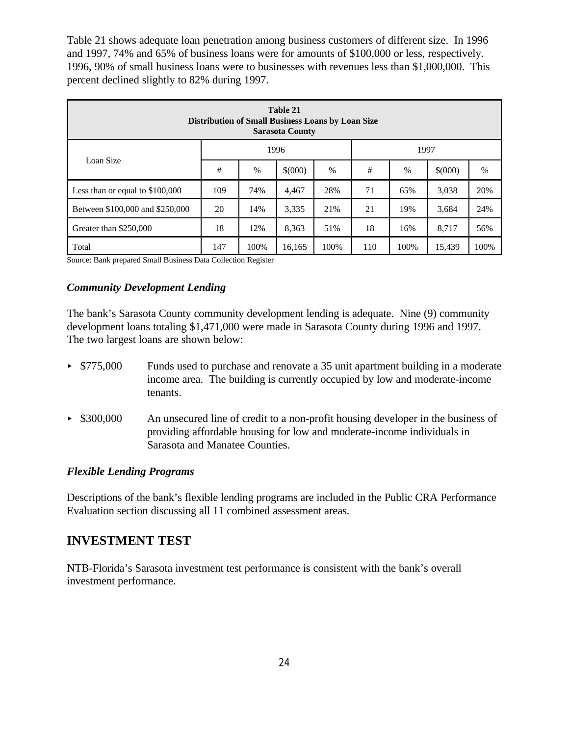Table 21 shows adequate loan penetration among business customers of different size. In 1996 and 1997, 74% and 65% of business loans were for amounts of $100,000 or less, respectively. 1996, 90% of small business loans were to businesses with revenues less than $1,000,000. This percent declined slightly to 82% during 1997.

**Table 21**
**Distribution of Small Business Loans by Loan Size**
**Sarasota County**

| Loan Size | 1996 | | | | 1997 | | | |
|---|---|---|---|---|---|---|---|---|
| | # | % | $(000) | % | # | % | $(000) | % |
| Less than or equal to $100,000 | 109 | 74% | 4,467 | 28% | 71 | 65% | 3,038 | 20% |
| Between $100,000 and $250,000 | 20 | 14% | 3,335 | 21% | 21 | 19% | 3,684 | 24% |
| Greater than $250,000 | 18 | 12% | 8,363 | 51% | 18 | 16% | 8,717 | 56% |
| Total | 147 | 100% | 16,165 | 100% | 110 | 100% | 15,439 | 100% |

Source: Bank prepared Small Business Data Collection Register

### *Community Development Lending*

The bank's Sarasota County community development lending is adequate. Nine (9) community development loans totaling $1,471,000 were made in Sarasota County during 1996 and 1997. The two largest loans are shown below:

- $775,000 Funds used to purchase and renovate a 35 unit apartment building in a moderate income area. The building is currently occupied by low and moderate-income tenants.
- $300,000 An unsecured line of credit to a non-profit housing developer in the business of providing affordable housing for low and moderate-income individuals in Sarasota and Manatee Counties.

### *Flexible Lending Programs*

Descriptions of the bank's flexible lending programs are included in the Public CRA Performance Evaluation section discussing all 11 combined assessment areas.

## INVESTMENT TEST

NTB-Florida's Sarasota investment test performance is consistent with the bank's overall investment performance.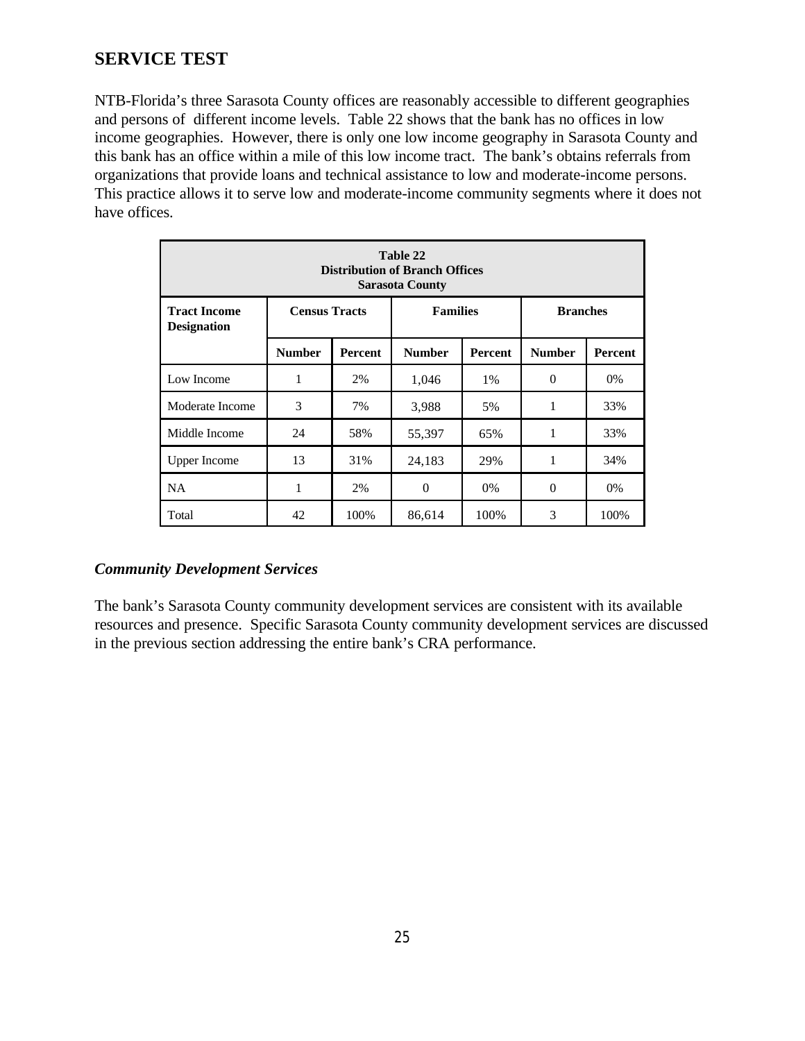## SERVICE TEST

NTB-Florida's three Sarasota County offices are reasonably accessible to different geographies and persons of different income levels. Table 22 shows that the bank has no offices in low income geographies. However, there is only one low income geography in Sarasota County and this bank has an office within a mile of this low income tract. The bank's obtains referrals from organizations that provide loans and technical assistance to low and moderate-income persons. This practice allows it to serve low and moderate-income community segments where it does not have offices.

**Table 22**
**Distribution of Branch Offices**
**Sarasota County**

| Tract Income Designation | Census Tracts | | Families | | Branches | |
|---|---|---|---|---|---|---|
| | Number | Percent | Number | Percent | Number | Percent |
| Low Income | 1 | 2% | 1,046 | 1% | 0 | 0% |
| Moderate Income | 3 | 7% | 3,988 | 5% | 1 | 33% |
| Middle Income | 24 | 58% | 55,397 | 65% | 1 | 33% |
| Upper Income | 13 | 31% | 24,183 | 29% | 1 | 34% |
| NA | 1 | 2% | 0 | 0% | 0 | 0% |
| Total | 42 | 100% | 86,614 | 100% | 3 | 100% |

### *Community Development Services*

The bank's Sarasota County community development services are consistent with its available resources and presence. Specific Sarasota County community development services are discussed in the previous section addressing the entire bank's CRA performance.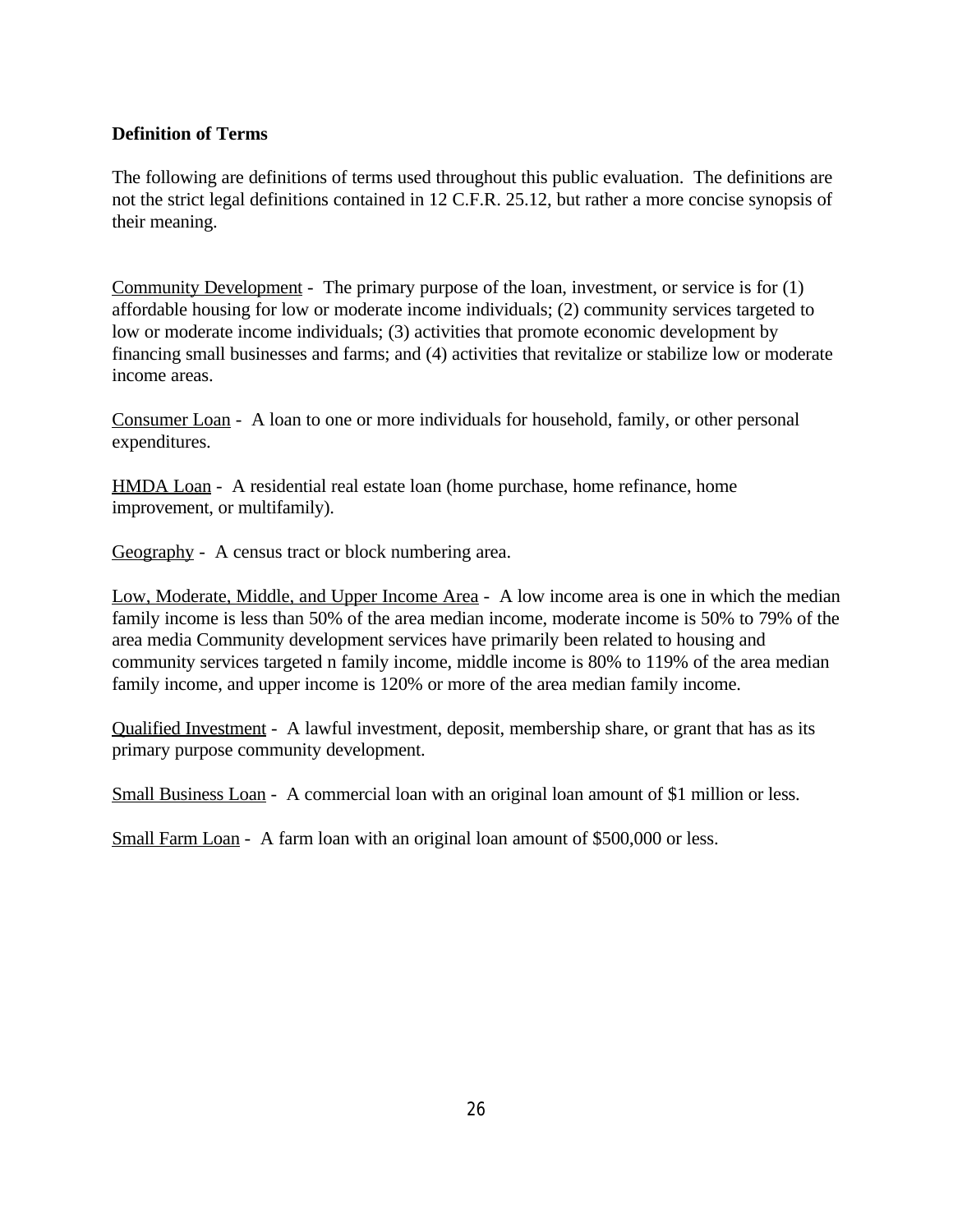**Definition of Terms**

The following are definitions of terms used throughout this public evaluation. The definitions are not the strict legal definitions contained in 12 C.F.R. 25.12, but rather a more concise synopsis of their meaning.

Community Development - The primary purpose of the loan, investment, or service is for (1) affordable housing for low or moderate income individuals; (2) community services targeted to low or moderate income individuals; (3) activities that promote economic development by financing small businesses and farms; and (4) activities that revitalize or stabilize low or moderate income areas.

Consumer Loan - A loan to one or more individuals for household, family, or other personal expenditures.

HMDA Loan - A residential real estate loan (home purchase, home refinance, home improvement, or multifamily).

Geography - A census tract or block numbering area.

Low, Moderate, Middle, and Upper Income Area - A low income area is one in which the median family income is less than 50% of the area median income, moderate income is 50% to 79% of the area media Community development services have primarily been related to housing and community services targeted n family income, middle income is 80% to 119% of the area median family income, and upper income is 120% or more of the area median family income.

Qualified Investment - A lawful investment, deposit, membership share, or grant that has as its primary purpose community development.

Small Business Loan - A commercial loan with an original loan amount of $1 million or less.

Small Farm Loan - A farm loan with an original loan amount of $500,000 or less.